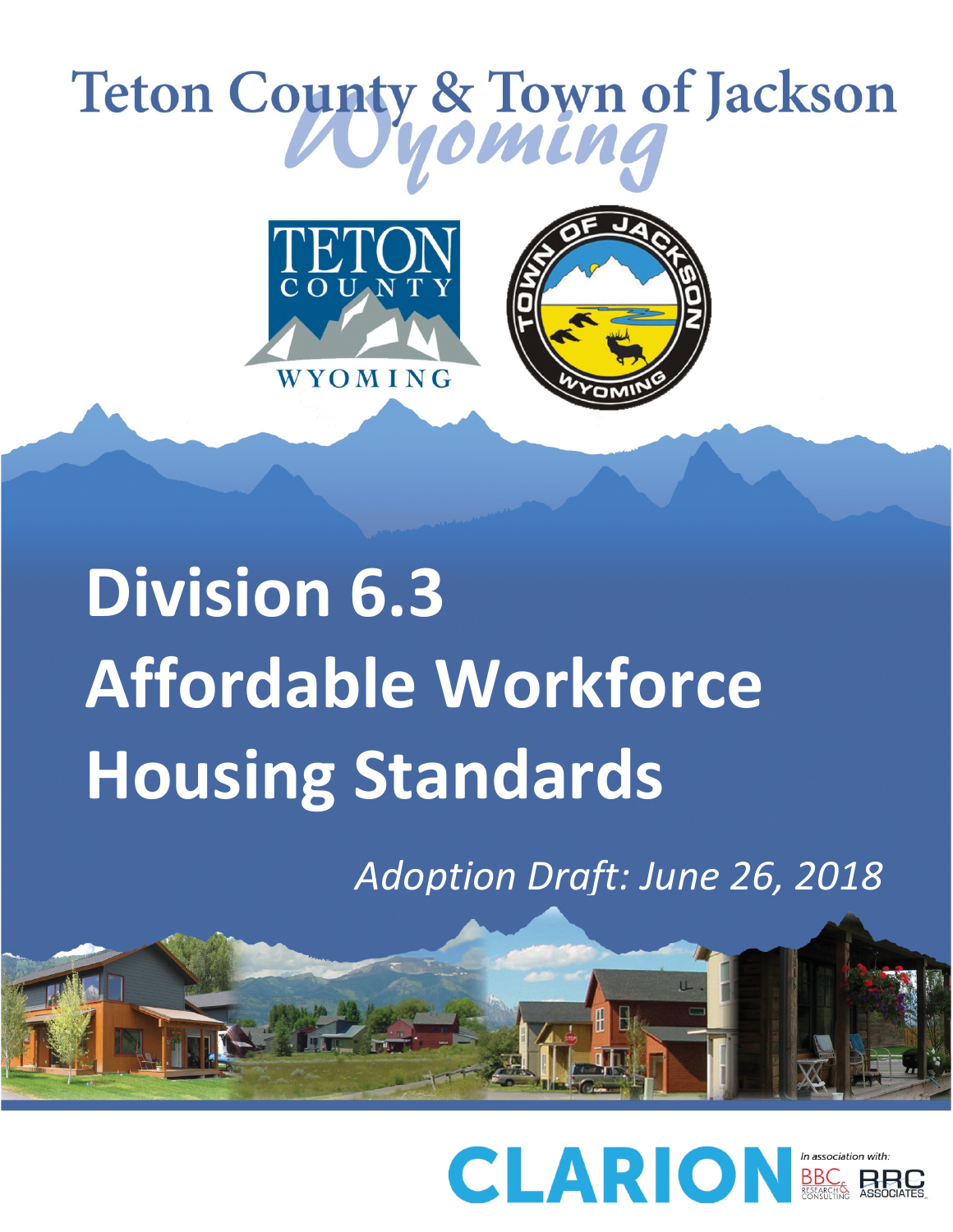# Teton County & Town of Jackson

## Wyoming

# Division 6.3 Affordable Workforce Housing Standards

*Adoption Draft: June 26, 2018*

CLARION

*In association with:* BBC Research & Consulting, RRC Associates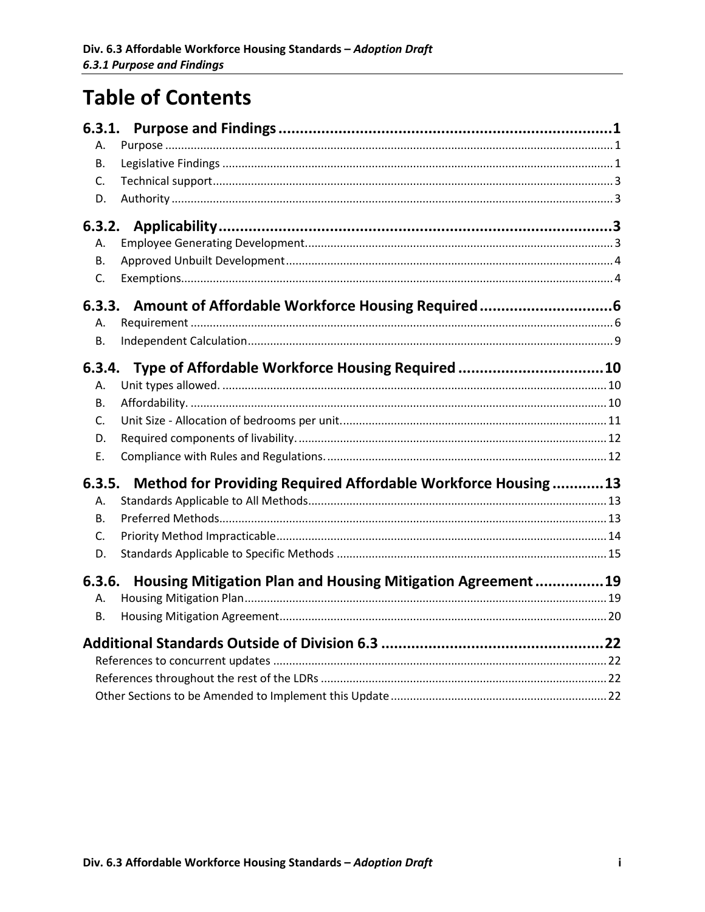# Table of Contents

**6.3.1. Purpose and Findings** .......... 1

- A. Purpose .......... 1
- B. Legislative Findings .......... 1
- C. Technical support .......... 3
- D. Authority .......... 3

**6.3.2. Applicability** .......... 3

- A. Employee Generating Development .......... 3
- B. Approved Unbuilt Development .......... 4
- C. Exemptions .......... 4

**6.3.3. Amount of Affordable Workforce Housing Required** .......... 6

- A. Requirement .......... 6
- B. Independent Calculation .......... 9

**6.3.4. Type of Affordable Workforce Housing Required** .......... 10

- A. Unit types allowed. .......... 10
- B. Affordability. .......... 10
- C. Unit Size - Allocation of bedrooms per unit. .......... 11
- D. Required components of livability. .......... 12
- E. Compliance with Rules and Regulations. .......... 12

**6.3.5. Method for Providing Required Affordable Workforce Housing** .......... 13

- A. Standards Applicable to All Methods .......... 13
- B. Preferred Methods .......... 13
- C. Priority Method Impracticable .......... 14
- D. Standards Applicable to Specific Methods .......... 15

**6.3.6. Housing Mitigation Plan and Housing Mitigation Agreement** .......... 19

- A. Housing Mitigation Plan .......... 19
- B. Housing Mitigation Agreement .......... 20

**Additional Standards Outside of Division 6.3** .......... 22

- References to concurrent updates .......... 22
- References throughout the rest of the LDRs .......... 22
- Other Sections to be Amended to Implement this Update .......... 22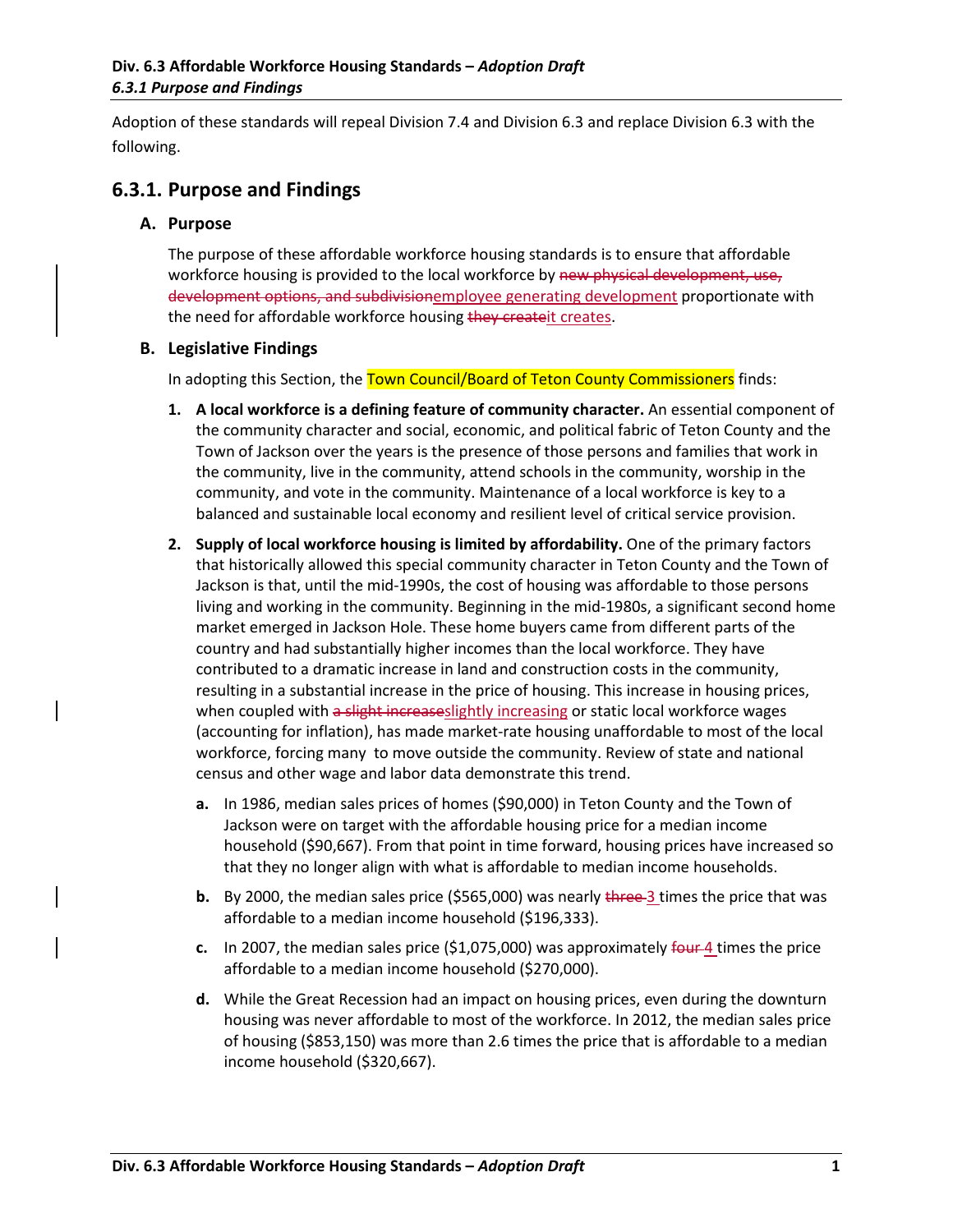Adoption of these standards will repeal Division 7.4 and Division 6.3 and replace Division 6.3 with the following.

## 6.3.1. Purpose and Findings

### A. Purpose

The purpose of these affordable workforce housing standards is to ensure that affordable workforce housing is provided to the local workforce by ~~new physical development, use, development options, and subdivision~~employee generating development proportionate with the need for affordable workforce housing ~~they create~~it creates.

### B. Legislative Findings

In adopting this Section, the Town Council/Board of Teton County Commissioners finds:

1. **A local workforce is a defining feature of community character.** An essential component of the community character and social, economic, and political fabric of Teton County and the Town of Jackson over the years is the presence of those persons and families that work in the community, live in the community, attend schools in the community, worship in the community, and vote in the community. Maintenance of a local workforce is key to a balanced and sustainable local economy and resilient level of critical service provision.

2. **Supply of local workforce housing is limited by affordability.** One of the primary factors that historically allowed this special community character in Teton County and the Town of Jackson is that, until the mid-1990s, the cost of housing was affordable to those persons living and working in the community. Beginning in the mid-1980s, a significant second home market emerged in Jackson Hole. These home buyers came from different parts of the country and had substantially higher incomes than the local workforce. They have contributed to a dramatic increase in land and construction costs in the community, resulting in a substantial increase in the price of housing. This increase in housing prices, when coupled with ~~a slight increase~~slightly increasing or static local workforce wages (accounting for inflation), has made market-rate housing unaffordable to most of the local workforce, forcing many to move outside the community. Review of state and national census and other wage and labor data demonstrate this trend.

   a. In 1986, median sales prices of homes ($90,000) in Teton County and the Town of Jackson were on target with the affordable housing price for a median income household ($90,667). From that point in time forward, housing prices have increased so that they no longer align with what is affordable to median income households.

   b. By 2000, the median sales price ($565,000) was nearly ~~three~~ 3 times the price that was affordable to a median income household ($196,333).

   c. In 2007, the median sales price ($1,075,000) was approximately ~~four~~ 4 times the price affordable to a median income household ($270,000).

   d. While the Great Recession had an impact on housing prices, even during the downturn housing was never affordable to most of the workforce. In 2012, the median sales price of housing ($853,150) was more than 2.6 times the price that is affordable to a median income household ($320,667).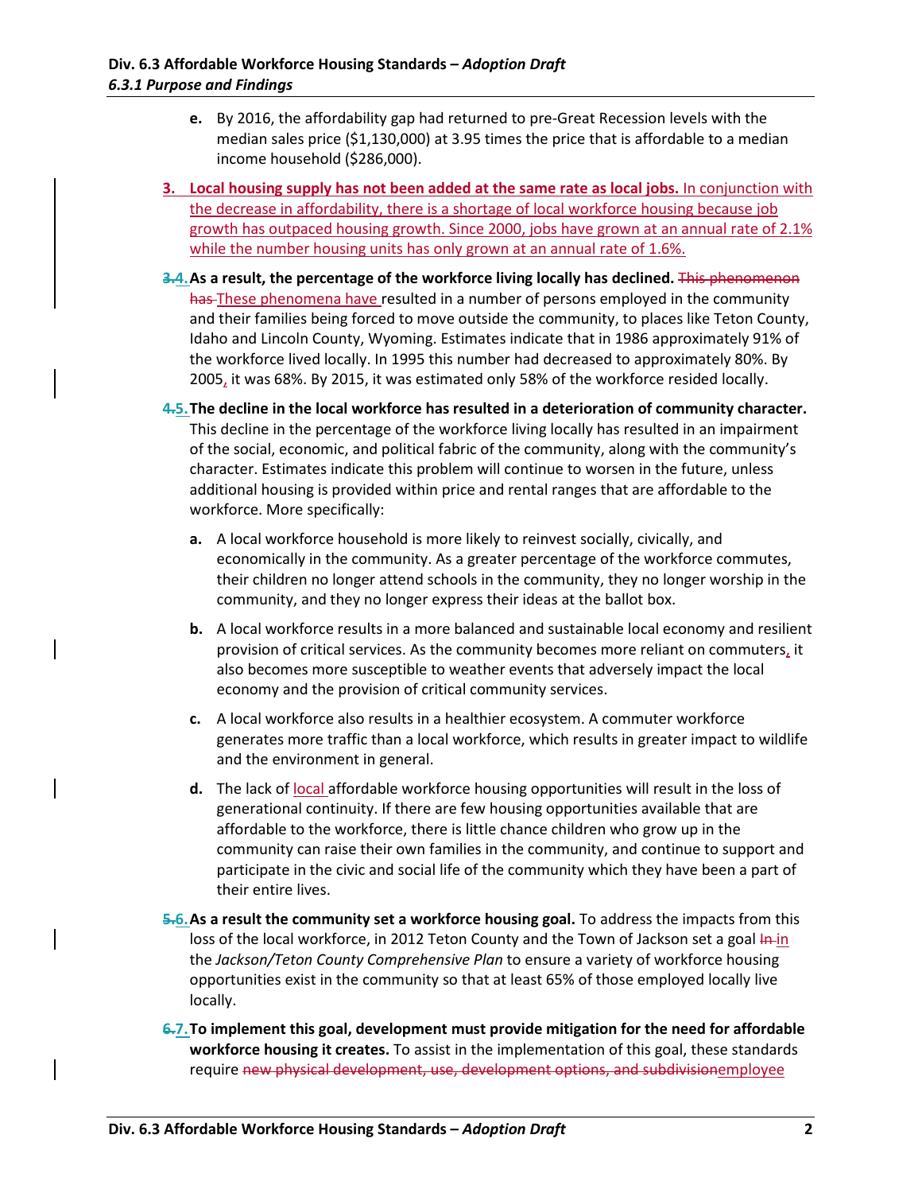e. By 2016, the affordability gap had returned to pre-Great Recession levels with the median sales price ($1,130,000) at 3.95 times the price that is affordable to a median income household ($286,000).

3. **Local housing supply has not been added at the same rate as local jobs.** In conjunction with the decrease in affordability, there is a shortage of local workforce housing because job growth has outpaced housing growth. Since 2000, jobs have grown at an annual rate of 2.1% while the number housing units has only grown at an annual rate of 1.6%.

~~3.~~4. **As a result, the percentage of the workforce living locally has declined.** ~~This phenomenon has~~ These phenomena have resulted in a number of persons employed in the community and their families being forced to move outside the community, to places like Teton County, Idaho and Lincoln County, Wyoming. Estimates indicate that in 1986 approximately 91% of the workforce lived locally. In 1995 this number had decreased to approximately 80%. By 2005, it was 68%. By 2015, it was estimated only 58% of the workforce resided locally.

~~4.~~5. **The decline in the local workforce has resulted in a deterioration of community character.** This decline in the percentage of the workforce living locally has resulted in an impairment of the social, economic, and political fabric of the community, along with the community's character. Estimates indicate this problem will continue to worsen in the future, unless additional housing is provided within price and rental ranges that are affordable to the workforce. More specifically:

   a. A local workforce household is more likely to reinvest socially, civically, and economically in the community. As a greater percentage of the workforce commutes, their children no longer attend schools in the community, they no longer worship in the community, and they no longer express their ideas at the ballot box.

   b. A local workforce results in a more balanced and sustainable local economy and resilient provision of critical services. As the community becomes more reliant on commuters, it also becomes more susceptible to weather events that adversely impact the local economy and the provision of critical community services.

   c. A local workforce also results in a healthier ecosystem. A commuter workforce generates more traffic than a local workforce, which results in greater impact to wildlife and the environment in general.

   d. The lack of local affordable workforce housing opportunities will result in the loss of generational continuity. If there are few housing opportunities available that are affordable to the workforce, there is little chance children who grow up in the community can raise their own families in the community, and continue to support and participate in the civic and social life of the community which they have been a part of their entire lives.

~~5.~~6. **As a result the community set a workforce housing goal.** To address the impacts from this loss of the local workforce, in 2012 Teton County and the Town of Jackson set a goal ~~In~~ in the *Jackson/Teton County Comprehensive Plan* to ensure a variety of workforce housing opportunities exist in the community so that at least 65% of those employed locally live locally.

~~6.~~7. **To implement this goal, development must provide mitigation for the need for affordable workforce housing it creates.** To assist in the implementation of this goal, these standards require ~~new physical development, use, development options, and subdivision~~employee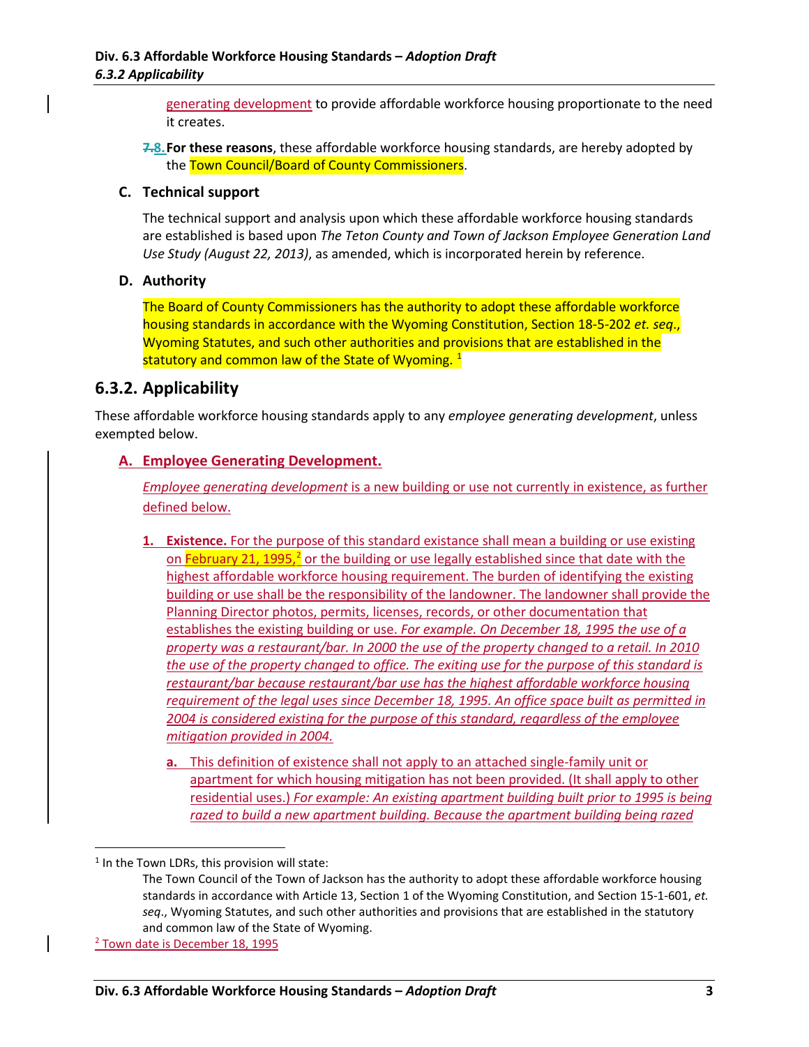generating development to provide affordable workforce housing proportionate to the need it creates.

7.8. **For these reasons**, these affordable workforce housing standards, are hereby adopted by the Town Council/Board of County Commissioners.

### C. Technical support

The technical support and analysis upon which these affordable workforce housing standards are established is based upon *The Teton County and Town of Jackson Employee Generation Land Use Study (August 22, 2013)*, as amended, which is incorporated herein by reference.

### D. Authority

The Board of County Commissioners has the authority to adopt these affordable workforce housing standards in accordance with the Wyoming Constitution, Section 18-5-202 *et. seq*., Wyoming Statutes, and such other authorities and provisions that are established in the statutory and common law of the State of Wyoming. [1]

## 6.3.2. Applicability

These affordable workforce housing standards apply to any *employee generating development*, unless exempted below.

### A. Employee Generating Development.

*Employee generating development* is a new building or use not currently in existence, as further defined below.

1. **Existence.** For the purpose of this standard existance shall mean a building or use existing on February 21, 1995,[2] or the building or use legally established since that date with the highest affordable workforce housing requirement. The burden of identifying the existing building or use shall be the responsibility of the landowner. The landowner shall provide the Planning Director photos, permits, licenses, records, or other documentation that establishes the existing building or use. *For example. On December 18, 1995 the use of a property was a restaurant/bar. In 2000 the use of the property changed to a retail. In 2010 the use of the property changed to office. The exiting use for the purpose of this standard is restaurant/bar because restaurant/bar use has the highest affordable workforce housing requirement of the legal uses since December 18, 1995. An office space built as permitted in 2004 is considered existing for the purpose of this standard, regardless of the employee mitigation provided in 2004.*

   a. This definition of existence shall not apply to an attached single-family unit or apartment for which housing mitigation has not been provided. (It shall apply to other residential uses.) *For example: An existing apartment building built prior to 1995 is being razed to build a new apartment building. Because the apartment building being razed*

---

[1] In the Town LDRs, this provision will state:

The Town Council of the Town of Jackson has the authority to adopt these affordable workforce housing standards in accordance with Article 13, Section 1 of the Wyoming Constitution, and Section 15-1-601, *et. seq*., Wyoming Statutes, and such other authorities and provisions that are established in the statutory and common law of the State of Wyoming.

[2] Town date is December 18, 1995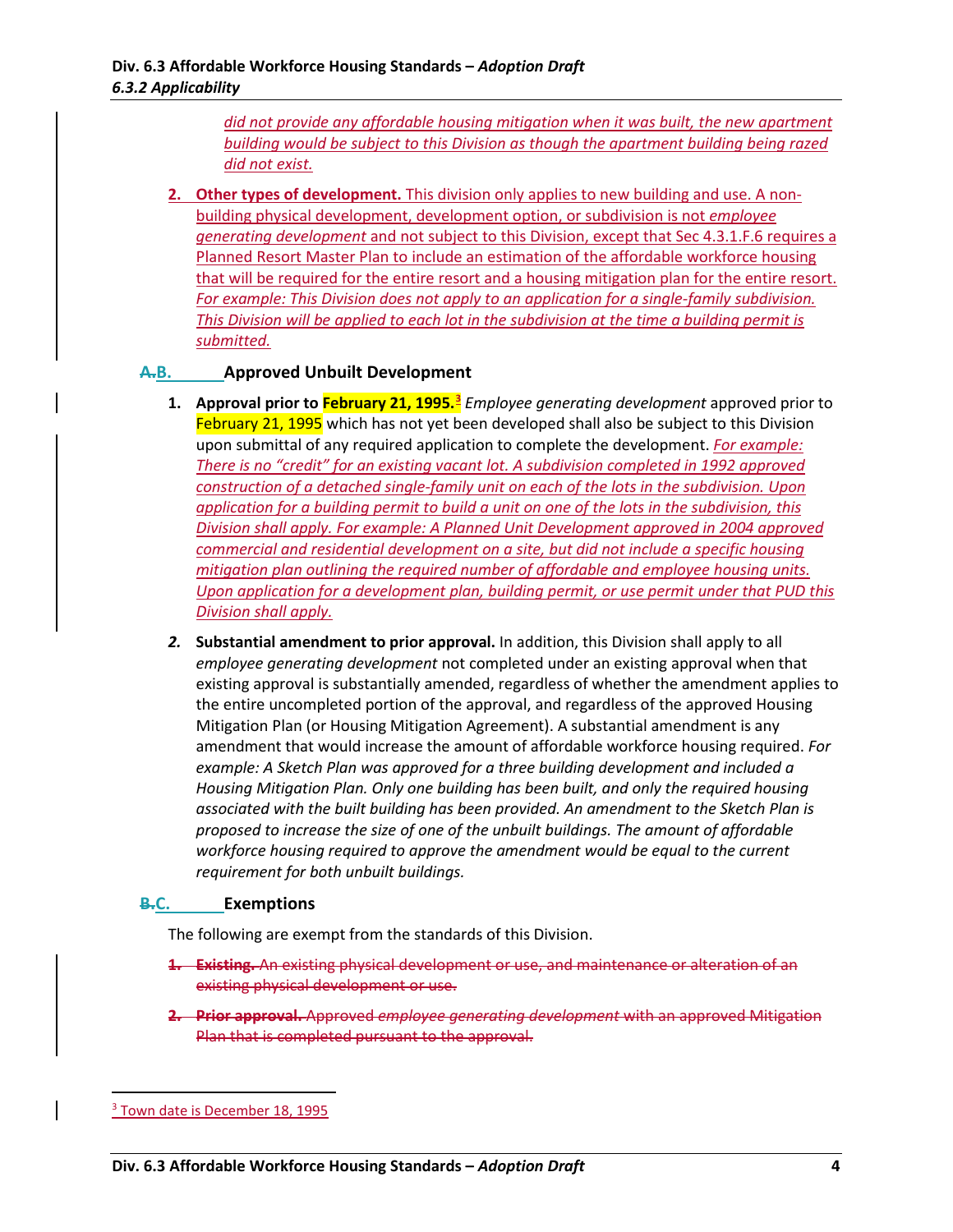*did not provide any affordable housing mitigation when it was built, the new apartment building would be subject to this Division as though the apartment building being razed did not exist.*

2. **Other types of development.** This division only applies to new building and use. A non-building physical development, development option, or subdivision is not *employee generating development* and not subject to this Division, except that Sec 4.3.1.F.6 requires a Planned Resort Master Plan to include an estimation of the affordable workforce housing that will be required for the entire resort and a housing mitigation plan for the entire resort. *For example: This Division does not apply to an application for a single-family subdivision. This Division will be applied to each lot in the subdivision at the time a building permit is submitted.*

### ~~A.~~B. Approved Unbuilt Development

1. **Approval prior to February 21, 1995.**[3] *Employee generating development* approved prior to February 21, 1995 which has not yet been developed shall also be subject to this Division upon submittal of any required application to complete the development. *For example: There is no "credit" for an existing vacant lot. A subdivision completed in 1992 approved construction of a detached single-family unit on each of the lots in the subdivision. Upon application for a building permit to build a unit on one of the lots in the subdivision, this Division shall apply. For example: A Planned Unit Development approved in 2004 approved commercial and residential development on a site, but did not include a specific housing mitigation plan outlining the required number of affordable and employee housing units. Upon application for a development plan, building permit, or use permit under that PUD this Division shall apply.*

2. **Substantial amendment to prior approval.** In addition, this Division shall apply to all *employee generating development* not completed under an existing approval when that existing approval is substantially amended, regardless of whether the amendment applies to the entire uncompleted portion of the approval, and regardless of the approved Housing Mitigation Plan (or Housing Mitigation Agreement). A substantial amendment is any amendment that would increase the amount of affordable workforce housing required. *For example: A Sketch Plan was approved for a three building development and included a Housing Mitigation Plan. Only one building has been built, and only the required housing associated with the built building has been provided. An amendment to the Sketch Plan is proposed to increase the size of one of the unbuilt buildings. The amount of affordable workforce housing required to approve the amendment would be equal to the current requirement for both unbuilt buildings.*

### ~~B.~~C. Exemptions

The following are exempt from the standards of this Division.

1. ~~**Existing.** An existing physical development or use, and maintenance or alteration of an existing physical development or use.~~

2. ~~**Prior approval.** Approved *employee generating development* with an approved Mitigation Plan that is completed pursuant to the approval.~~

---

[3] Town date is December 18, 1995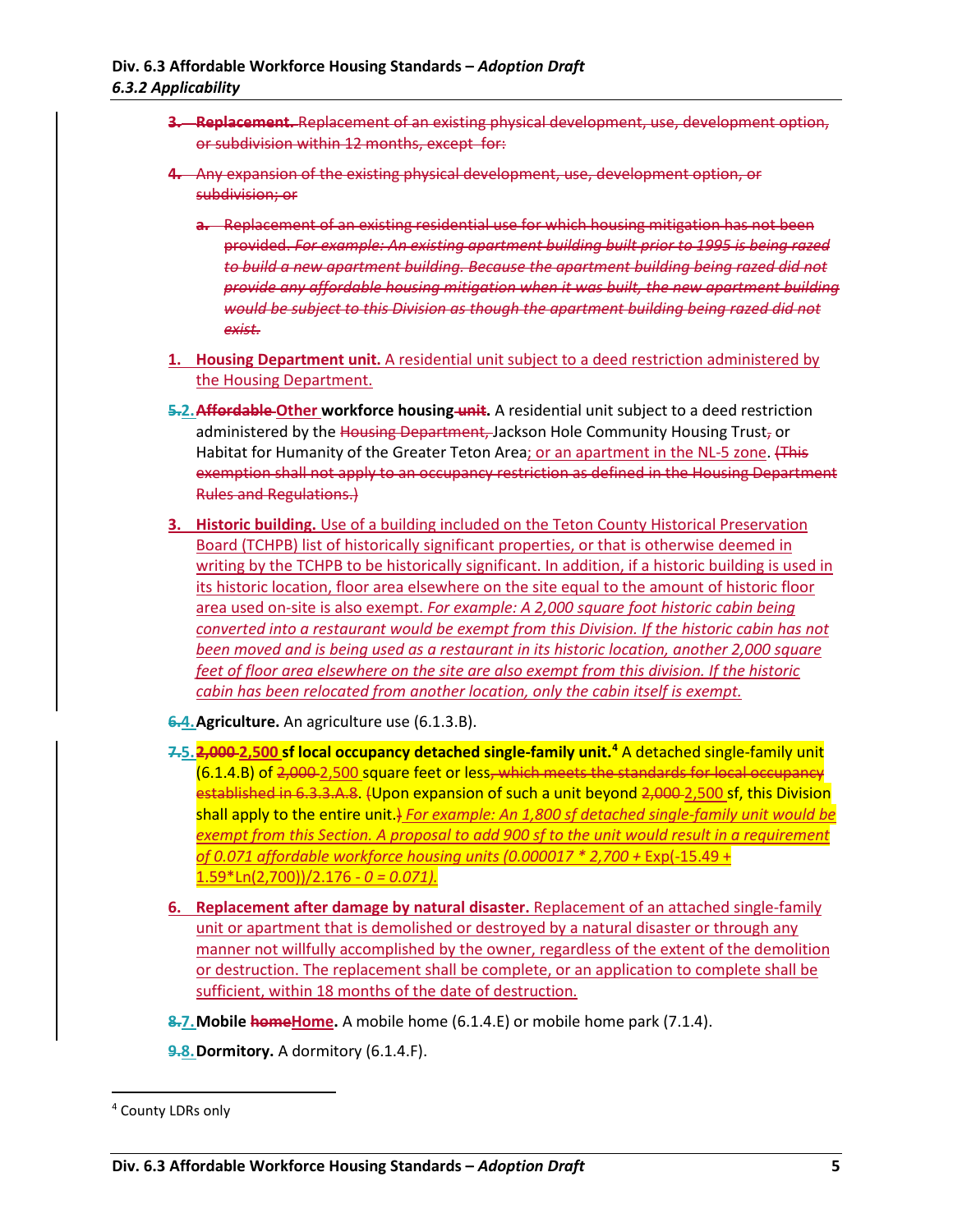3. **Replacement.** Replacement of an existing physical development, use, development option, or subdivision within 12 months, except for:

4. Any expansion of the existing physical development, use, development option, or subdivision; or

   a. Replacement of an existing residential use for which housing mitigation has not been provided. *For example: An existing apartment building built prior to 1995 is being razed to build a new apartment building. Because the apartment building being razed did not provide any affordable housing mitigation when it was built, the new apartment building would be subject to this Division as though the apartment building being razed did not exist.*

1. **Housing Department unit.** A residential unit subject to a deed restriction administered by the Housing Department.

5.2. **Affordable Other workforce housing unit.** A residential unit subject to a deed restriction administered by the Housing Department, Jackson Hole Community Housing Trust, or Habitat for Humanity of the Greater Teton Area; or an apartment in the NL-5 zone. (This exemption shall not apply to an occupancy restriction as defined in the Housing Department Rules and Regulations.)

3. **Historic building.** Use of a building included on the Teton County Historical Preservation Board (TCHPB) list of historically significant properties, or that is otherwise deemed in writing by the TCHPB to be historically significant. In addition, if a historic building is used in its historic location, floor area elsewhere on the site equal to the amount of historic floor area used on-site is also exempt. *For example: A 2,000 square foot historic cabin being converted into a restaurant would be exempt from this Division. If the historic cabin has not been moved and is being used as a restaurant in its historic location, another 2,000 square feet of floor area elsewhere on the site are also exempt from this division. If the historic cabin has been relocated from another location, only the cabin itself is exempt.*

6.4. **Agriculture.** An agriculture use (6.1.3.B).

7.5. **2,000 2,500 sf local occupancy detached single-family unit.**[4] A detached single-family unit (6.1.4.B) of 2,000 2,500 square feet or less, which meets the standards for local occupancy established in 6.3.3.A.8. (Upon expansion of such a unit beyond 2,000 2,500 sf, this Division shall apply to the entire unit.) *For example: An 1,800 sf detached single-family unit would be exempt from this Section. A proposal to add 900 sf to the unit would result in a requirement of 0.071 affordable workforce housing units (0.000017 * 2,700 +* Exp(-15.49 + 1.59*Ln(2,700))/2.176 - *0 = 0.071).*

6. **Replacement after damage by natural disaster.** Replacement of an attached single-family unit or apartment that is demolished or destroyed by a natural disaster or through any manner not willfully accomplished by the owner, regardless of the extent of the demolition or destruction. The replacement shall be complete, or an application to complete shall be sufficient, within 18 months of the date of destruction.

8.7. **Mobile home Home.** A mobile home (6.1.4.E) or mobile home park (7.1.4).

9.8. **Dormitory.** A dormitory (6.1.4.F).

[4] County LDRs only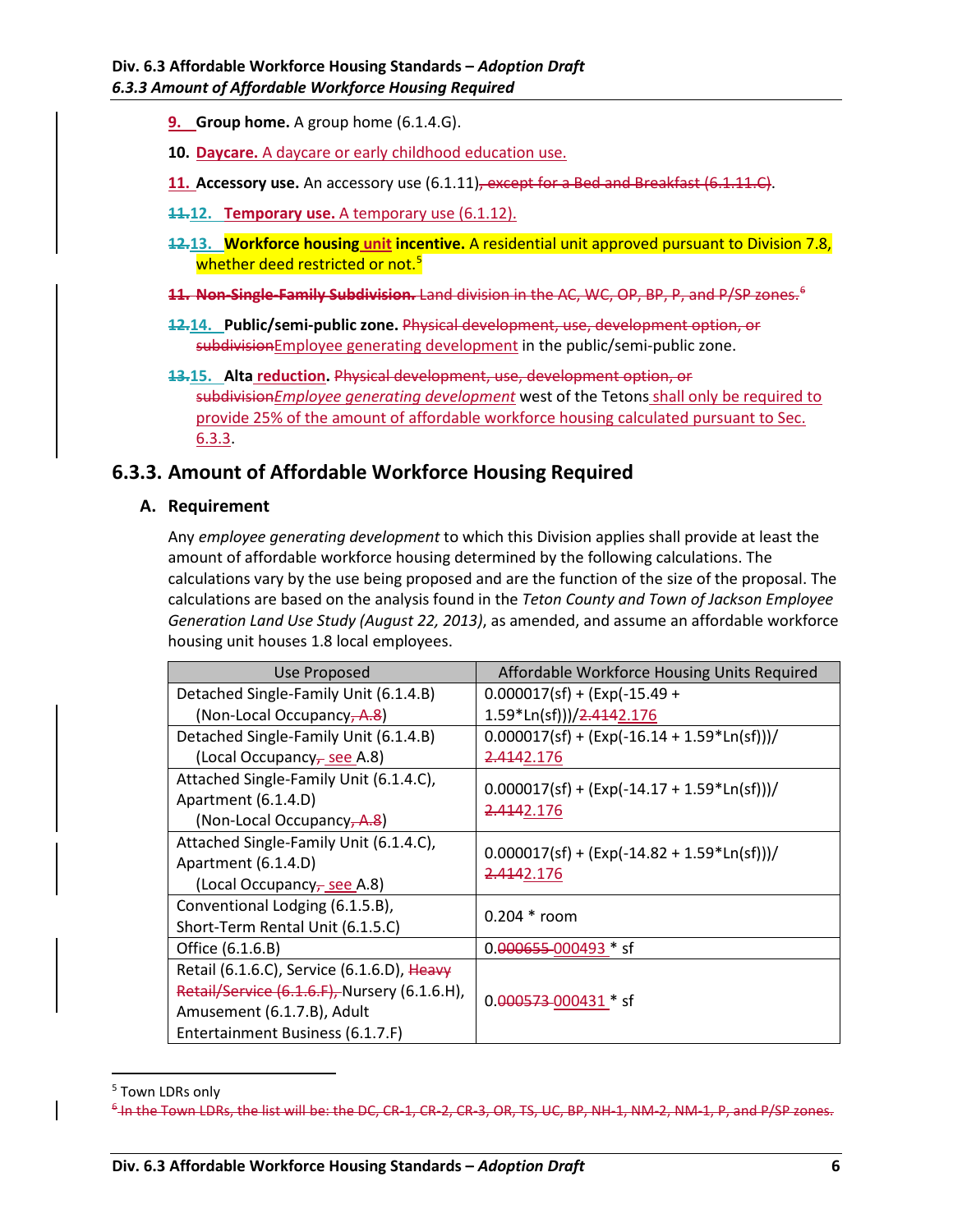9. **Group home.** A group home (6.1.4.G).

10. **Daycare.** A daycare or early childhood education use.

11. **Accessory use.** An accessory use (6.1.11), ~~except for a Bed and Breakfast (6.1.11.C)~~.

~~11.~~12. **Temporary use.** A temporary use (6.1.12).

~~12.~~13. **Workforce housing unit incentive.** A residential unit approved pursuant to Division 7.8, whether deed restricted or not.[5]

~~11. **Non-Single-Family Subdivision.** Land division in the AC, WC, OP, BP, P, and P/SP zones.[6]~~

~~12.~~14. **Public/semi-public zone.** ~~Physical development, use, development option, or subdivision~~Employee generating development in the public/semi-public zone.

~~13.~~15. **Alta reduction.** ~~Physical development, use, development option, or subdivision~~*Employee generating development* west of the Tetons shall only be required to provide 25% of the amount of affordable workforce housing calculated pursuant to Sec. 6.3.3.

## 6.3.3. Amount of Affordable Workforce Housing Required

### A. Requirement

Any *employee generating development* to which this Division applies shall provide at least the amount of affordable workforce housing determined by the following calculations. The calculations vary by the use being proposed and are the function of the size of the proposal. The calculations are based on the analysis found in the *Teton County and Town of Jackson Employee Generation Land Use Study (August 22, 2013)*, as amended, and assume an affordable workforce housing unit houses 1.8 local employees.

| Use Proposed | Affordable Workforce Housing Units Required |
|---|---|
| Detached Single-Family Unit (6.1.4.B) (Non-Local Occupancy~~, A.8~~) | 0.000017(sf) + (Exp(-15.49 + 1.59*Ln(sf)))/~~2.414~~2.176 |
| Detached Single-Family Unit (6.1.4.B) (Local Occupancy~~,~~ see A.8) | 0.000017(sf) + (Exp(-16.14 + 1.59*Ln(sf)))/ ~~2.414~~2.176 |
| Attached Single-Family Unit (6.1.4.C), Apartment (6.1.4.D) (Non-Local Occupancy~~, A.8~~) | 0.000017(sf) + (Exp(-14.17 + 1.59*Ln(sf)))/ ~~2.414~~2.176 |
| Attached Single-Family Unit (6.1.4.C), Apartment (6.1.4.D) (Local Occupancy~~,~~ see A.8) | 0.000017(sf) + (Exp(-14.82 + 1.59*Ln(sf)))/ ~~2.414~~2.176 |
| Conventional Lodging (6.1.5.B), Short-Term Rental Unit (6.1.5.C) | 0.204 * room |
| Office (6.1.6.B) | 0.~~000655~~ 000493 * sf |
| Retail (6.1.6.C), Service (6.1.6.D), ~~Heavy Retail/Service (6.1.6.F),~~ Nursery (6.1.6.H), Amusement (6.1.7.B), Adult Entertainment Business (6.1.7.F) | 0.~~000573~~ 000431 * sf |

[5] Town LDRs only

~~[6] In the Town LDRs, the list will be: the DC, CR-1, CR-2, CR-3, OR, TS, UC, BP, NH-1, NM-2, NM-1, P, and P/SP zones.~~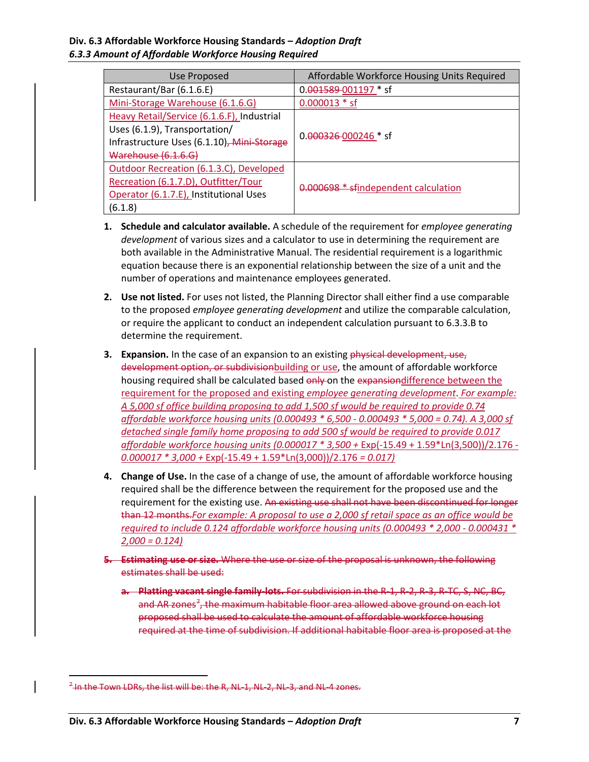| Use Proposed | Affordable Workforce Housing Units Required |
|---|---|
| Restaurant/Bar (6.1.6.E) | 0.~~001589~~ 001197 * sf |
| Mini-Storage Warehouse (6.1.6.G) | 0.000013 * sf |
| Heavy Retail/Service (6.1.6.F), Industrial Uses (6.1.9), Transportation/ Infrastructure Uses (6.1.10)~~, Mini-Storage Warehouse (6.1.6.G)~~ | 0.~~000326~~ 000246 * sf |
| Outdoor Recreation (6.1.3.C), Developed Recreation (6.1.7.D), Outfitter/Tour Operator (6.1.7.E), Institutional Uses (6.1.8) | ~~0.000698 * sf~~independent calculation |

1. **Schedule and calculator available.** A schedule of the requirement for *employee generating development* of various sizes and a calculator to use in determining the requirement are both available in the Administrative Manual. The residential requirement is a logarithmic equation because there is an exponential relationship between the size of a unit and the number of operations and maintenance employees generated.

2. **Use not listed.** For uses not listed, the Planning Director shall either find a use comparable to the proposed *employee generating development* and utilize the comparable calculation, or require the applicant to conduct an independent calculation pursuant to 6.3.3.B to determine the requirement.

3. **Expansion.** In the case of an expansion to an existing ~~physical development, use, development option, or subdivision~~building or use, the amount of affordable workforce housing required shall be calculated based ~~only~~ on the ~~expansion~~difference between the requirement for the proposed and existing *employee generating development*. *For example: A 5,000 sf office building proposing to add 1,500 sf would be required to provide 0.74 affordable workforce housing units (0.000493 * 6,500 - 0.000493 * 5,000 = 0.74). A 3,000 sf detached single family home proposing to add 500 sf would be required to provide 0.017 affordable workforce housing units (0.000017 * 3,500 +* Exp(-15.49 + 1.59*Ln(3,500))/2.176 *- 0.000017 * 3,000 +* Exp(-15.49 + 1.59*Ln(3,000))/2.176 *= 0.017)*

4. **Change of Use.** In the case of a change of use, the amount of affordable workforce housing required shall be the difference between the requirement for the proposed use and the requirement for the existing use. ~~An existing use shall not have been discontinued for longer than 12 months.~~*For example: A proposal to use a 2,000 sf retail space as an office would be required to include 0.124 affordable workforce housing units (0.000493 * 2,000 - 0.000431 * 2,000 = 0.124)*

5. ~~**Estimating use or size.** Where the use or size of the proposal is unknown, the following estimates shall be used:~~

   a. ~~**Platting vacant single family lots.** For subdivision in the R-1, R-2, R-3, R-TC, S, NC, BC, and AR zones[7], the maximum habitable floor area allowed above ground on each lot proposed shall be used to calculate the amount of affordable workforce housing required at the time of subdivision. If additional habitable floor area is proposed at the~~

---

[7] ~~In the Town LDRs, the list will be: the R, NL-1, NL-2, NL-3, and NL-4 zones.~~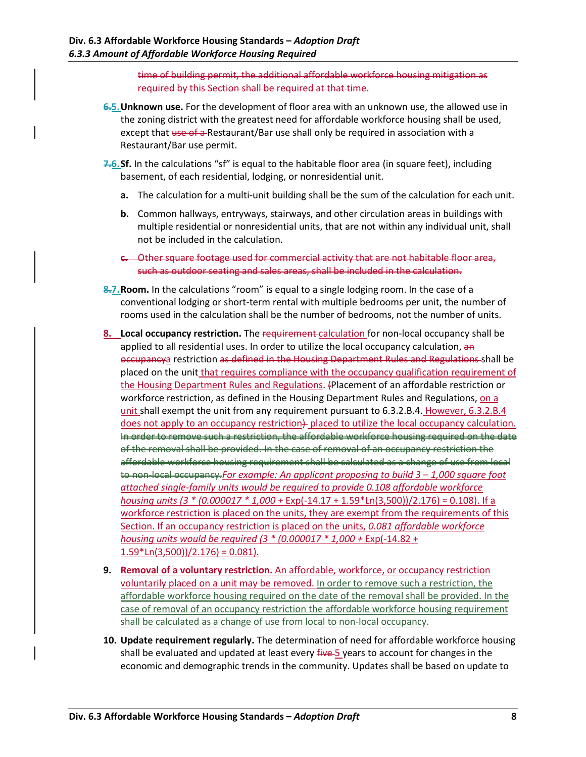time of building permit, the additional affordable workforce housing mitigation as required by this Section shall be required at that time.

6.5. **Unknown use.** For the development of floor area with an unknown use, the allowed use in the zoning district with the greatest need for affordable workforce housing shall be used, except that use of a Restaurant/Bar use shall only be required in association with a Restaurant/Bar use permit.

7.6. **Sf.** In the calculations "sf" is equal to the habitable floor area (in square feet), including basement, of each residential, lodging, or nonresidential unit.

- **a.** The calculation for a multi-unit building shall be the sum of the calculation for each unit.
- **b.** Common hallways, entryways, stairways, and other circulation areas in buildings with multiple residential or nonresidential units, that are not within any individual unit, shall not be included in the calculation.
- **c.** Other square footage used for commercial activity that are not habitable floor area, such as outdoor seating and sales areas, shall be included in the calculation.

8.7. **Room.** In the calculations "room" is equal to a single lodging room. In the case of a conventional lodging or short-term rental with multiple bedrooms per unit, the number of rooms used in the calculation shall be the number of bedrooms, not the number of units.

8. **Local occupancy restriction.** The requirement calculation for non-local occupancy shall be applied to all residential uses. In order to utilize the local occupancy calculation, an occupancya restriction as defined in the Housing Department Rules and Regulations shall be placed on the unit that requires compliance with the occupancy qualification requirement of the Housing Department Rules and Regulations. (Placement of an affordable restriction or workforce restriction, as defined in the Housing Department Rules and Regulations, on a unit shall exempt the unit from any requirement pursuant to 6.3.2.B.4. However, 6.3.2.B.4 does not apply to an occupancy restriction) placed to utilize the local occupancy calculation. In order to remove such a restriction, the affordable workforce housing required on the date of the removal shall be provided. In the case of removal of an occupancy restriction the affordable workforce housing requirement shall be calculated as a change of use from local to non-local occupancy. *For example: An applicant proposing to build 3 – 1,000 square foot attached single-family units would be required to provide 0.108 affordable workforce housing units (3 * (0.000017 * 1,000 +* Exp(-14.17 + 1.59*Ln(3,500))/2.176) = 0.108). If a workforce restriction is placed on the units, they are exempt from the requirements of this Section. If an occupancy restriction is placed on the units, *0.081 affordable workforce housing units would be required (3 * (0.000017 * 1,000 +* Exp(-14.82 + 1.59*Ln(3,500))/2.176) = 0.081).

9. **Removal of a voluntary restriction.** An affordable, workforce, or occupancy restriction voluntarily placed on a unit may be removed. In order to remove such a restriction, the affordable workforce housing required on the date of the removal shall be provided. In the case of removal of an occupancy restriction the affordable workforce housing requirement shall be calculated as a change of use from local to non-local occupancy.

10. **Update requirement regularly.** The determination of need for affordable workforce housing shall be evaluated and updated at least every five 5 years to account for changes in the economic and demographic trends in the community. Updates shall be based on update to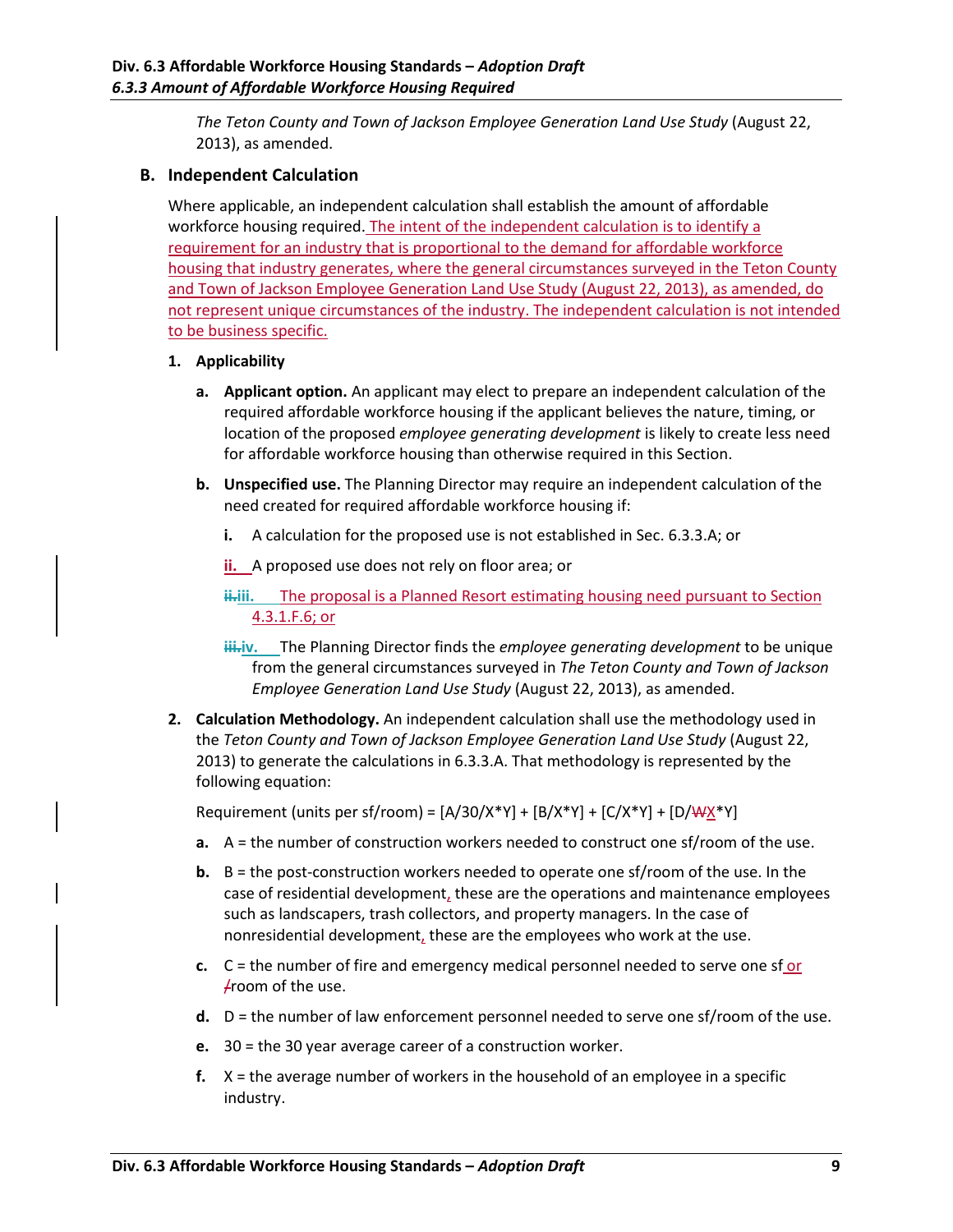*The Teton County and Town of Jackson Employee Generation Land Use Study* (August 22, 2013), as amended.

### B. Independent Calculation

Where applicable, an independent calculation shall establish the amount of affordable workforce housing required. The intent of the independent calculation is to identify a requirement for an industry that is proportional to the demand for affordable workforce housing that industry generates, where the general circumstances surveyed in the Teton County and Town of Jackson Employee Generation Land Use Study (August 22, 2013), as amended, do not represent unique circumstances of the industry. The independent calculation is not intended to be business specific.

**1. Applicability**

**a. Applicant option.** An applicant may elect to prepare an independent calculation of the required affordable workforce housing if the applicant believes the nature, timing, or location of the proposed *employee generating development* is likely to create less need for affordable workforce housing than otherwise required in this Section.

**b. Unspecified use.** The Planning Director may require an independent calculation of the need created for required affordable workforce housing if:

**i.** A calculation for the proposed use is not established in Sec. 6.3.3.A; or

**ii.** A proposed use does not rely on floor area; or

**iii.** The proposal is a Planned Resort estimating housing need pursuant to Section 4.3.1.F.6; or

**iv.** The Planning Director finds the *employee generating development* to be unique from the general circumstances surveyed in *The Teton County and Town of Jackson Employee Generation Land Use Study* (August 22, 2013), as amended.

**2. Calculation Methodology.** An independent calculation shall use the methodology used in the *Teton County and Town of Jackson Employee Generation Land Use Study* (August 22, 2013) to generate the calculations in 6.3.3.A. That methodology is represented by the following equation:

Requirement (units per sf/room) = [A/30/X*Y] + [B/X*Y] + [C/X*Y] + [D/X*Y]

**a.** A = the number of construction workers needed to construct one sf/room of the use.

**b.** B = the post-construction workers needed to operate one sf/room of the use. In the case of residential development, these are the operations and maintenance employees such as landscapers, trash collectors, and property managers. In the case of nonresidential development, these are the employees who work at the use.

**c.** C = the number of fire and emergency medical personnel needed to serve one sf or room of the use.

**d.** D = the number of law enforcement personnel needed to serve one sf/room of the use.

**e.** 30 = the 30 year average career of a construction worker.

**f.** X = the average number of workers in the household of an employee in a specific industry.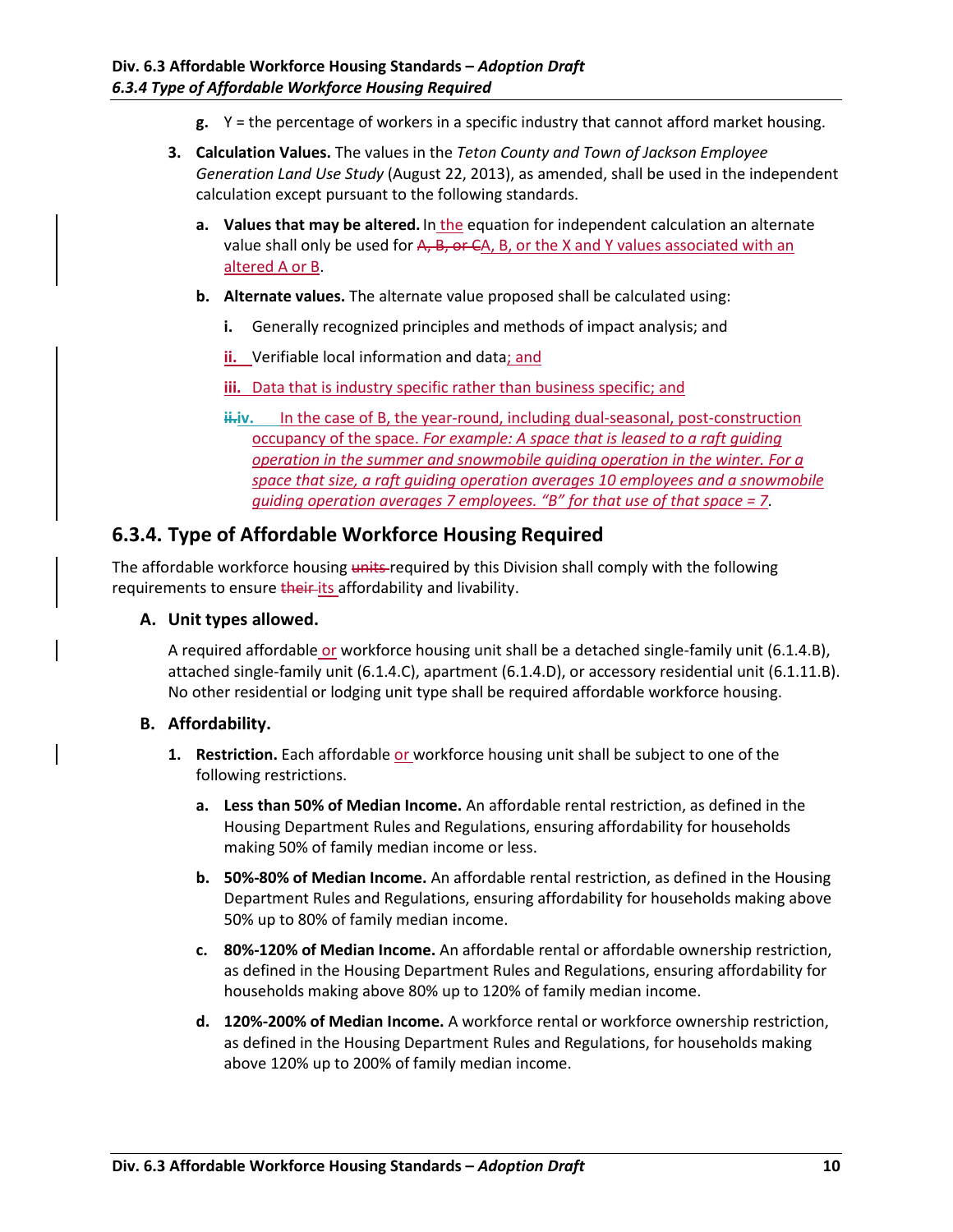g. Y = the percentage of workers in a specific industry that cannot afford market housing.

3. **Calculation Values.** The values in the *Teton County and Town of Jackson Employee Generation Land Use Study* (August 22, 2013), as amended, shall be used in the independent calculation except pursuant to the following standards.

   a. **Values that may be altered.** In the equation for independent calculation an alternate value shall only be used for ~~A, B, or C~~A, B, or the X and Y values associated with an altered A or B.

   b. **Alternate values.** The alternate value proposed shall be calculated using:

      i. Generally recognized principles and methods of impact analysis; and

      ii. Verifiable local information and data; and

      iii. Data that is industry specific rather than business specific; and

      ~~ii.~~iv. In the case of B, the year-round, including dual-seasonal, post-construction occupancy of the space. *For example: A space that is leased to a raft guiding operation in the summer and snowmobile guiding operation in the winter. For a space that size, a raft guiding operation averages 10 employees and a snowmobile guiding operation averages 7 employees. "B" for that use of that space = 7.*

## 6.3.4. Type of Affordable Workforce Housing Required

The affordable workforce housing ~~units~~ required by this Division shall comply with the following requirements to ensure ~~their~~ its affordability and livability.

### A. Unit types allowed.

A required affordable or workforce housing unit shall be a detached single-family unit (6.1.4.B), attached single-family unit (6.1.4.C), apartment (6.1.4.D), or accessory residential unit (6.1.11.B). No other residential or lodging unit type shall be required affordable workforce housing.

### B. Affordability.

1. **Restriction.** Each affordable or workforce housing unit shall be subject to one of the following restrictions.

   a. **Less than 50% of Median Income.** An affordable rental restriction, as defined in the Housing Department Rules and Regulations, ensuring affordability for households making 50% of family median income or less.

   b. **50%-80% of Median Income.** An affordable rental restriction, as defined in the Housing Department Rules and Regulations, ensuring affordability for households making above 50% up to 80% of family median income.

   c. **80%-120% of Median Income.** An affordable rental or affordable ownership restriction, as defined in the Housing Department Rules and Regulations, ensuring affordability for households making above 80% up to 120% of family median income.

   d. **120%-200% of Median Income.** A workforce rental or workforce ownership restriction, as defined in the Housing Department Rules and Regulations, for households making above 120% up to 200% of family median income.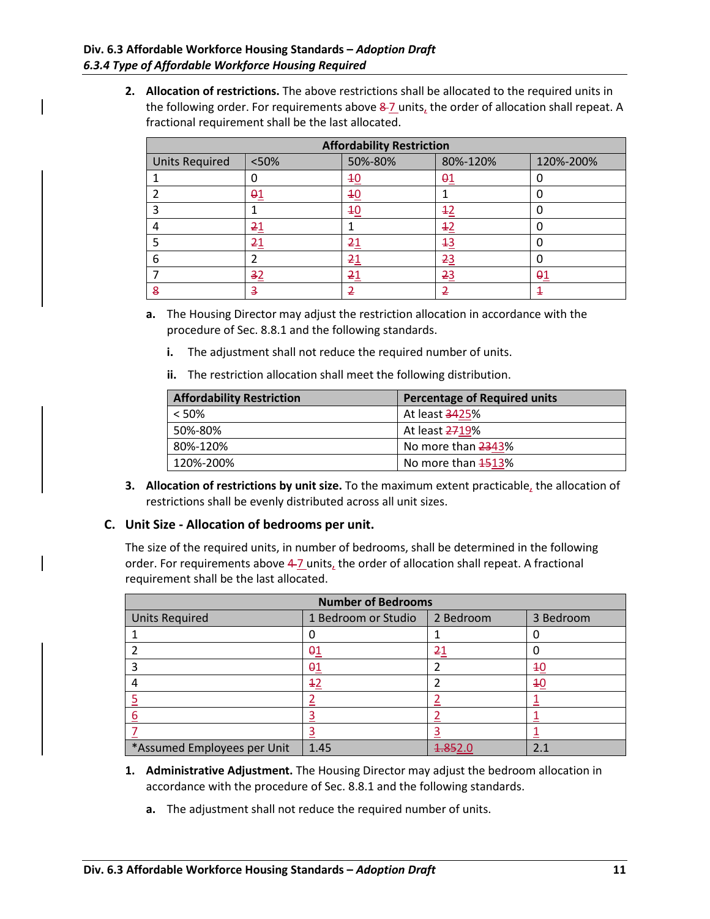2. **Allocation of restrictions.** The above restrictions shall be allocated to the required units in the following order. For requirements above ~~8~~ 7 units, the order of allocation shall repeat. A fractional requirement shall be the last allocated.

| Affordability Restriction | | | | |
|---|---|---|---|---|
| Units Required | <50% | 50%-80% | 80%-120% | 120%-200% |
| 1 | 0 | ~~1~~0 | ~~0~~1 | 0 |
| 2 | ~~0~~1 | ~~1~~0 | 1 | 0 |
| 3 | 1 | ~~1~~0 | ~~1~~2 | 0 |
| 4 | ~~2~~1 | 1 | ~~1~~2 | 0 |
| 5 | ~~2~~1 | ~~2~~1 | ~~1~~3 | 0 |
| 6 | 2 | ~~2~~1 | ~~2~~3 | 0 |
| 7 | ~~3~~2 | ~~2~~1 | ~~2~~3 | ~~0~~1 |
| ~~8~~ | ~~3~~ | ~~2~~ | ~~2~~ | ~~1~~ |

   a. The Housing Director may adjust the restriction allocation in accordance with the procedure of Sec. 8.8.1 and the following standards.

      i. The adjustment shall not reduce the required number of units.

      ii. The restriction allocation shall meet the following distribution.

| Affordability Restriction | Percentage of Required units |
|---|---|
| < 50% | At least ~~34~~25% |
| 50%-80% | At least ~~27~~19% |
| 80%-120% | No more than ~~23~~43% |
| 120%-200% | No more than ~~15~~13% |

3. **Allocation of restrictions by unit size.** To the maximum extent practicable, the allocation of restrictions shall be evenly distributed across all unit sizes.

### C. Unit Size - Allocation of bedrooms per unit.

The size of the required units, in number of bedrooms, shall be determined in the following order. For requirements above ~~4~~ 7 units, the order of allocation shall repeat. A fractional requirement shall be the last allocated.

| Number of Bedrooms | | | |
|---|---|---|---|
| Units Required | 1 Bedroom or Studio | 2 Bedroom | 3 Bedroom |
| 1 | 0 | 1 | 0 |
| 2 | ~~0~~1 | ~~2~~1 | 0 |
| 3 | ~~0~~1 | 2 | ~~1~~0 |
| 4 | ~~1~~2 | 2 | ~~1~~0 |
| 5 | 2 | 2 | 1 |
| 6 | 3 | 2 | 1 |
| 7 | 3 | 3 | 1 |
| *Assumed Employees per Unit | 1.45 | ~~1.85~~2.0 | 2.1 |

1. **Administrative Adjustment.** The Housing Director may adjust the bedroom allocation in accordance with the procedure of Sec. 8.8.1 and the following standards.

   a. The adjustment shall not reduce the required number of units.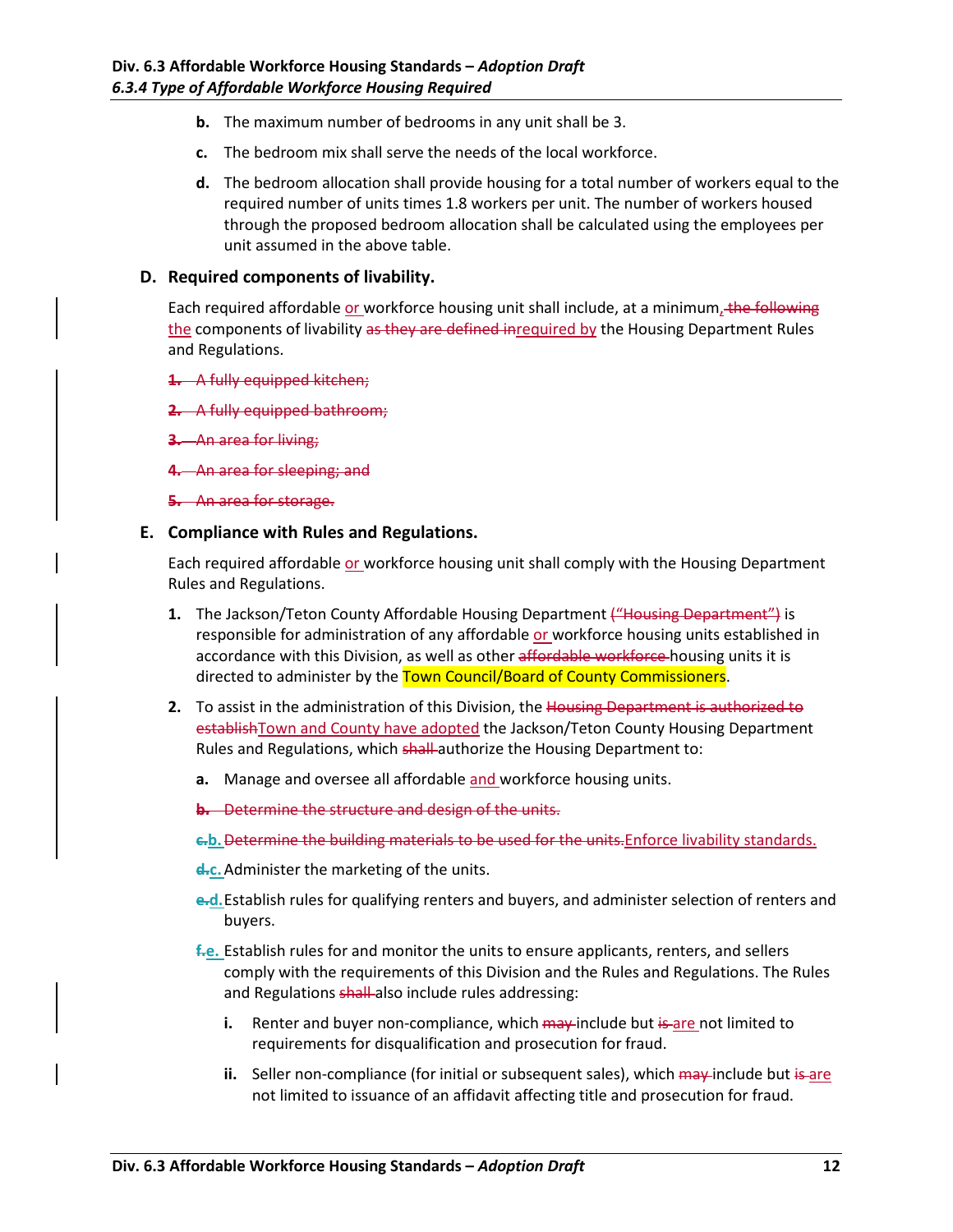b. The maximum number of bedrooms in any unit shall be 3.

c. The bedroom mix shall serve the needs of the local workforce.

d. The bedroom allocation shall provide housing for a total number of workers equal to the required number of units times 1.8 workers per unit. The number of workers housed through the proposed bedroom allocation shall be calculated using the employees per unit assumed in the above table.

## D. Required components of livability.

Each required affordable or workforce housing unit shall include, at a minimum~~, the following~~ the components of livability ~~as they are defined in~~required by the Housing Department Rules and Regulations.

~~1. A fully equipped kitchen;~~

~~2. A fully equipped bathroom;~~

~~3. An area for living;~~

~~4. An area for sleeping; and~~

~~5. An area for storage.~~

## E. Compliance with Rules and Regulations.

Each required affordable or workforce housing unit shall comply with the Housing Department Rules and Regulations.

1. The Jackson/Teton County Affordable Housing Department ~~("Housing Department")~~ is responsible for administration of any affordable or workforce housing units established in accordance with this Division, as well as other ~~affordable workforce~~ housing units it is directed to administer by the Town Council/Board of County Commissioners.

2. To assist in the administration of this Division, the ~~Housing Department is authorized to establish~~Town and County have adopted the Jackson/Teton County Housing Department Rules and Regulations, which ~~shall~~ authorize the Housing Department to:

   a. Manage and oversee all affordable and workforce housing units.

   ~~b. Determine the structure and design of the units.~~

   ~~c.~~b. ~~Determine the building materials to be used for the units.~~Enforce livability standards.

   ~~d.~~c. Administer the marketing of the units.

   ~~e.~~d. Establish rules for qualifying renters and buyers, and administer selection of renters and buyers.

   ~~f.~~e. Establish rules for and monitor the units to ensure applicants, renters, and sellers comply with the requirements of this Division and the Rules and Regulations. The Rules and Regulations ~~shall~~ also include rules addressing:

      i. Renter and buyer non-compliance, which ~~may~~ include but ~~is~~ are not limited to requirements for disqualification and prosecution for fraud.

      ii. Seller non-compliance (for initial or subsequent sales), which ~~may~~ include but ~~is~~ are not limited to issuance of an affidavit affecting title and prosecution for fraud.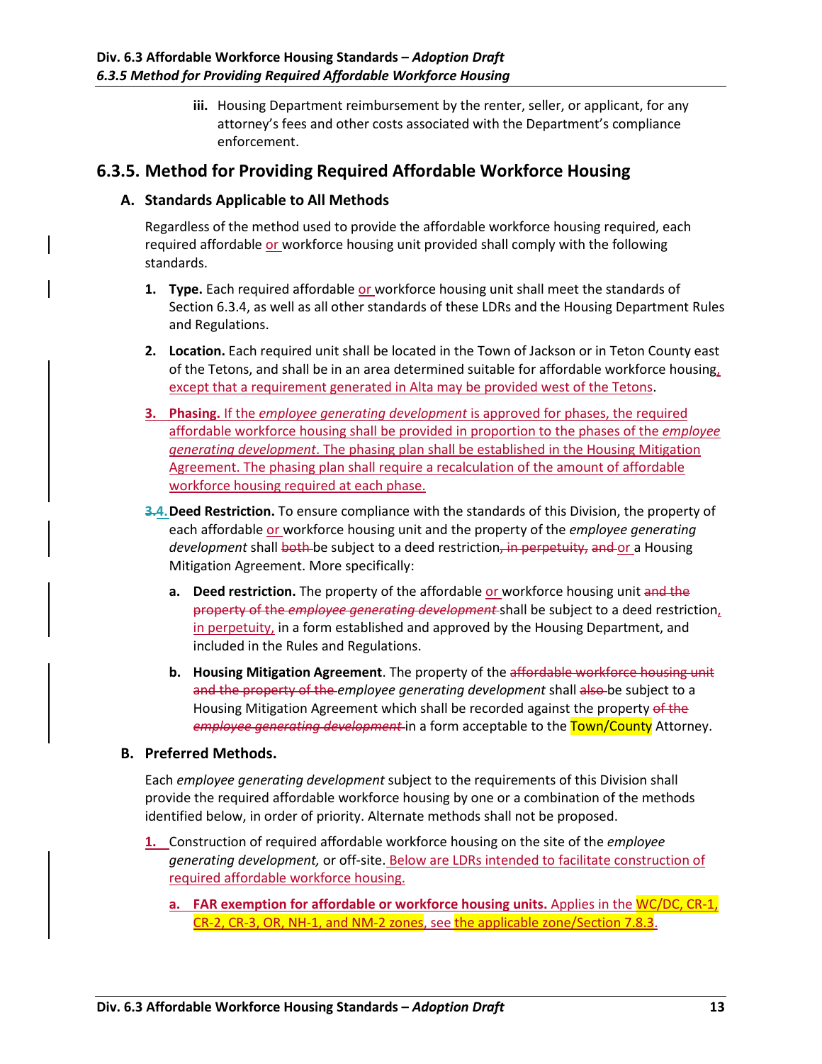iii. Housing Department reimbursement by the renter, seller, or applicant, for any attorney's fees and other costs associated with the Department's compliance enforcement.

## 6.3.5. Method for Providing Required Affordable Workforce Housing

### A. Standards Applicable to All Methods

Regardless of the method used to provide the affordable workforce housing required, each required affordable or workforce housing unit provided shall comply with the following standards.

1. **Type.** Each required affordable or workforce housing unit shall meet the standards of Section 6.3.4, as well as all other standards of these LDRs and the Housing Department Rules and Regulations.

2. **Location.** Each required unit shall be located in the Town of Jackson or in Teton County east of the Tetons, and shall be in an area determined suitable for affordable workforce housing, except that a requirement generated in Alta may be provided west of the Tetons.

3. **Phasing.** If the *employee generating development* is approved for phases, the required affordable workforce housing shall be provided in proportion to the phases of the *employee generating development*. The phasing plan shall be established in the Housing Mitigation Agreement. The phasing plan shall require a recalculation of the amount of affordable workforce housing required at each phase.

~~3.~~4. **Deed Restriction.** To ensure compliance with the standards of this Division, the property of each affordable or workforce housing unit and the property of the *employee generating development* shall ~~both~~ be subject to a deed restriction~~, in perpetuity,~~ ~~and~~ or a Housing Mitigation Agreement. More specifically:

   a. **Deed restriction.** The property of the affordable or workforce housing unit ~~and the property of the *employee generating development*~~ shall be subject to a deed restriction, in perpetuity, in a form established and approved by the Housing Department, and included in the Rules and Regulations.

   b. **Housing Mitigation Agreement**. The property of the ~~affordable workforce housing unit and the property of the~~ *employee generating development* shall ~~also~~ be subject to a Housing Mitigation Agreement which shall be recorded against the property ~~of the *employee generating development*~~ in a form acceptable to the Town/County Attorney.

### B. Preferred Methods.

Each *employee generating development* subject to the requirements of this Division shall provide the required affordable workforce housing by one or a combination of the methods identified below, in order of priority. Alternate methods shall not be proposed.

1. Construction of required affordable workforce housing on the site of the *employee generating development,* or off-site. Below are LDRs intended to facilitate construction of required affordable workforce housing.

   a. **FAR exemption for affordable or workforce housing units.** Applies in the WC/DC, CR-1, CR-2, CR-3, OR, NH-1, and NM-2 zones, see the applicable zone/Section 7.8.3.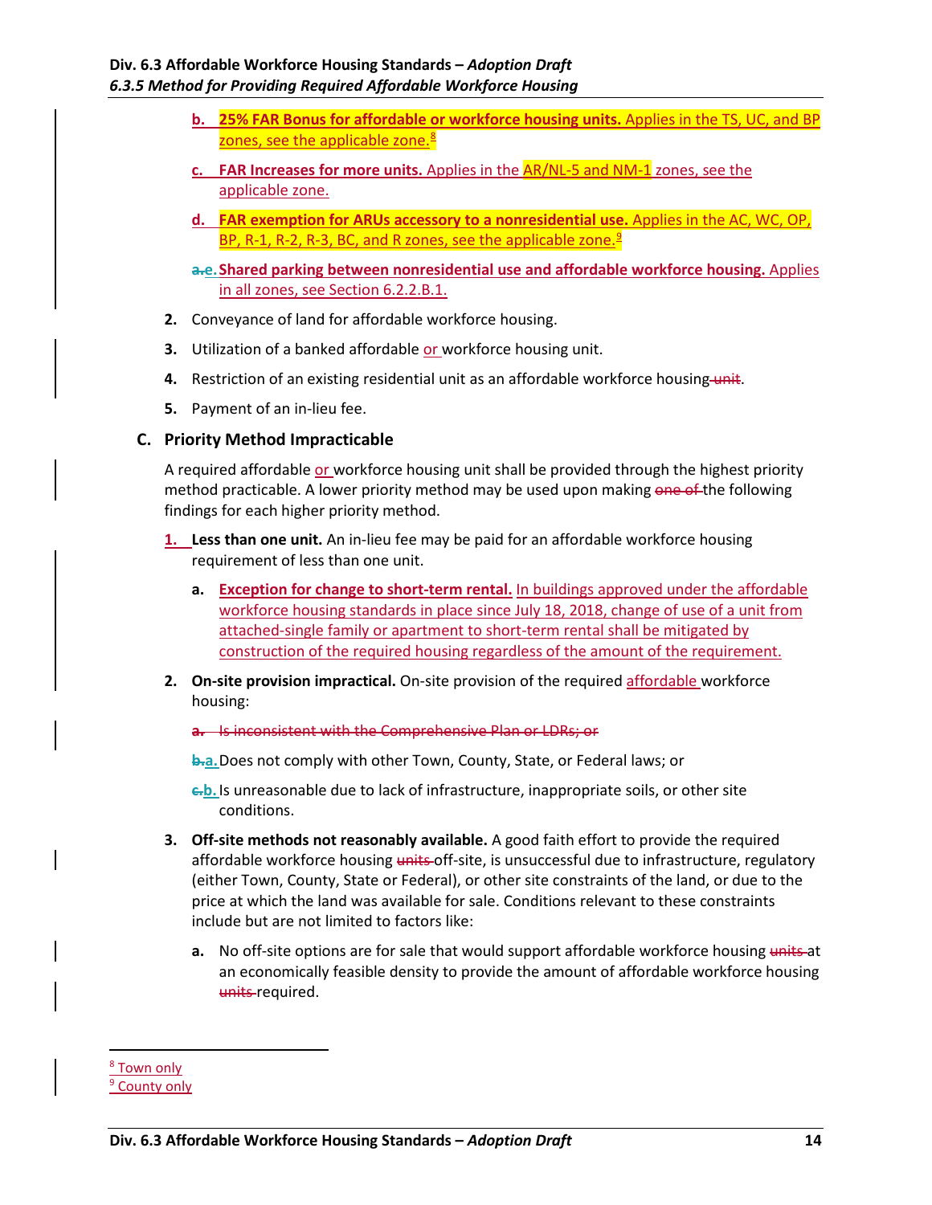b. **25% FAR Bonus for affordable or workforce housing units.** Applies in the TS, UC, and BP zones, see the applicable zone.[8]

c. **FAR Increases for more units.** Applies in the AR/NL-5 and NM-1 zones, see the applicable zone.

d. **FAR exemption for ARUs accessory to a nonresidential use.** Applies in the AC, WC, OP, BP, R-1, R-2, R-3, BC, and R zones, see the applicable zone.[9]

~~a.~~e. **Shared parking between nonresidential use and affordable workforce housing.** Applies in all zones, see Section 6.2.2.B.1.

2. Conveyance of land for affordable workforce housing.

3. Utilization of a banked affordable or workforce housing unit.

4. Restriction of an existing residential unit as an affordable workforce housing ~~unit~~.

5. Payment of an in-lieu fee.

### C. Priority Method Impracticable

A required affordable or workforce housing unit shall be provided through the highest priority method practicable. A lower priority method may be used upon making ~~one of~~ the following findings for each higher priority method.

1. **Less than one unit.** An in-lieu fee may be paid for an affordable workforce housing requirement of less than one unit.

   a. **Exception for change to short-term rental.** In buildings approved under the affordable workforce housing standards in place since July 18, 2018, change of use of a unit from attached-single family or apartment to short-term rental shall be mitigated by construction of the required housing regardless of the amount of the requirement.

2. **On-site provision impractical.** On-site provision of the required affordable workforce housing:

   ~~a. Is inconsistent with the Comprehensive Plan or LDRs; or~~

   ~~b.~~a. Does not comply with other Town, County, State, or Federal laws; or

   ~~c.~~b. Is unreasonable due to lack of infrastructure, inappropriate soils, or other site conditions.

3. **Off-site methods not reasonably available.** A good faith effort to provide the required affordable workforce housing ~~units~~ off-site, is unsuccessful due to infrastructure, regulatory (either Town, County, State or Federal), or other site constraints of the land, or due to the price at which the land was available for sale. Conditions relevant to these constraints include but are not limited to factors like:

   a. No off-site options are for sale that would support affordable workforce housing ~~units~~ at an economically feasible density to provide the amount of affordable workforce housing ~~units~~ required.

---

[8] Town only

[9] County only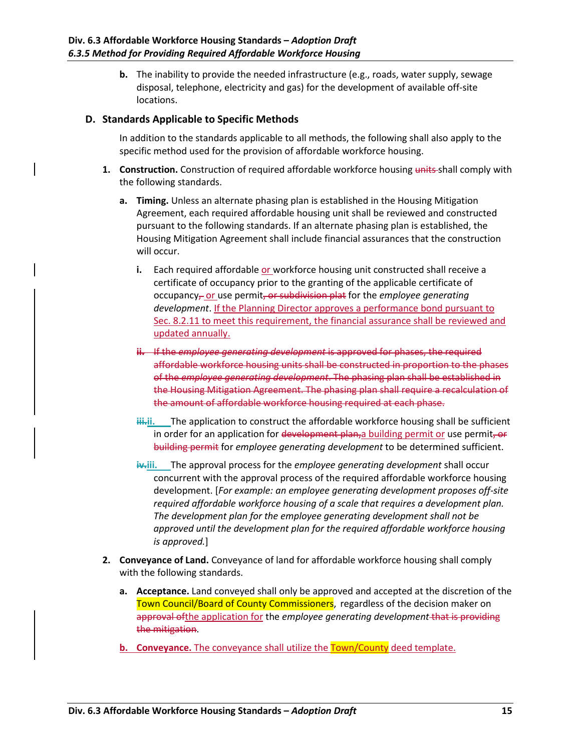b. The inability to provide the needed infrastructure (e.g., roads, water supply, sewage disposal, telephone, electricity and gas) for the development of available off-site locations.

### D. Standards Applicable to Specific Methods

In addition to the standards applicable to all methods, the following shall also apply to the specific method used for the provision of affordable workforce housing.

1. **Construction.** Construction of required affordable workforce housing ~~units~~ shall comply with the following standards.

   a. **Timing.** Unless an alternate phasing plan is established in the Housing Mitigation Agreement, each required affordable housing unit shall be reviewed and constructed pursuant to the following standards. If an alternate phasing plan is established, the Housing Mitigation Agreement shall include financial assurances that the construction will occur.

      i. Each required affordable or workforce housing unit constructed shall receive a certificate of occupancy prior to the granting of the applicable certificate of occupancy~~,~~ or use permit~~, or subdivision plat~~ for the *employee generating development*. If the Planning Director approves a performance bond pursuant to Sec. 8.2.11 to meet this requirement, the financial assurance shall be reviewed and updated annually.

      ~~ii. If the *employee generating development* is approved for phases, the required affordable workforce housing units shall be constructed in proportion to the phases of the *employee generating development*. The phasing plan shall be established in the Housing Mitigation Agreement. The phasing plan shall require a recalculation of the amount of affordable workforce housing required at each phase.~~

      ~~iii.~~ii. The application to construct the affordable workforce housing shall be sufficient in order for an application for ~~development plan,~~a building permit or use permit~~, or building permit~~ for *employee generating development* to be determined sufficient.

      ~~iv.~~iii. The approval process for the *employee generating development* shall occur concurrent with the approval process of the required affordable workforce housing development. [*For example: an employee generating development proposes off-site required affordable workforce housing of a scale that requires a development plan. The development plan for the employee generating development shall not be approved until the development plan for the required affordable workforce housing is approved.*]

2. **Conveyance of Land.** Conveyance of land for affordable workforce housing shall comply with the following standards.

   a. **Acceptance.** Land conveyed shall only be approved and accepted at the discretion of the Town Council/Board of County Commissioners, regardless of the decision maker on ~~approval of~~the application for the *employee generating development* ~~that is providing the mitigation~~.

   b. **Conveyance.** The conveyance shall utilize the Town/County deed template.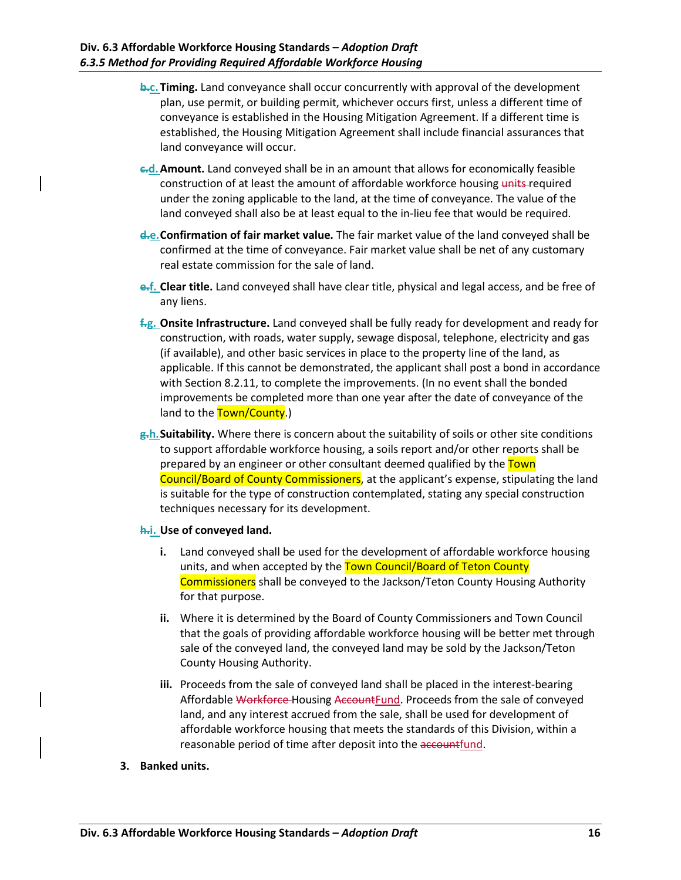**~~b.~~c. Timing.** Land conveyance shall occur concurrently with approval of the development plan, use permit, or building permit, whichever occurs first, unless a different time of conveyance is established in the Housing Mitigation Agreement. If a different time is established, the Housing Mitigation Agreement shall include financial assurances that land conveyance will occur.

**~~c.~~d. Amount.** Land conveyed shall be in an amount that allows for economically feasible construction of at least the amount of affordable workforce housing ~~units~~ required under the zoning applicable to the land, at the time of conveyance. The value of the land conveyed shall also be at least equal to the in-lieu fee that would be required.

**~~d.~~e. Confirmation of fair market value.** The fair market value of the land conveyed shall be confirmed at the time of conveyance. Fair market value shall be net of any customary real estate commission for the sale of land.

**~~e.~~f. Clear title.** Land conveyed shall have clear title, physical and legal access, and be free of any liens.

**~~f.~~g. Onsite Infrastructure.** Land conveyed shall be fully ready for development and ready for construction, with roads, water supply, sewage disposal, telephone, electricity and gas (if available), and other basic services in place to the property line of the land, as applicable. If this cannot be demonstrated, the applicant shall post a bond in accordance with Section 8.2.11, to complete the improvements. (In no event shall the bonded improvements be completed more than one year after the date of conveyance of the land to the Town/County.)

**~~g.~~h. Suitability.** Where there is concern about the suitability of soils or other site conditions to support affordable workforce housing, a soils report and/or other reports shall be prepared by an engineer or other consultant deemed qualified by the Town Council/Board of County Commissioners, at the applicant's expense, stipulating the land is suitable for the type of construction contemplated, stating any special construction techniques necessary for its development.

**~~h.~~i. Use of conveyed land.**

**i.** Land conveyed shall be used for the development of affordable workforce housing units, and when accepted by the Town Council/Board of Teton County Commissioners shall be conveyed to the Jackson/Teton County Housing Authority for that purpose.

**ii.** Where it is determined by the Board of County Commissioners and Town Council that the goals of providing affordable workforce housing will be better met through sale of the conveyed land, the conveyed land may be sold by the Jackson/Teton County Housing Authority.

**iii.** Proceeds from the sale of conveyed land shall be placed in the interest-bearing Affordable ~~Workforce~~ Housing ~~Account~~Fund. Proceeds from the sale of conveyed land, and any interest accrued from the sale, shall be used for development of affordable workforce housing that meets the standards of this Division, within a reasonable period of time after deposit into the ~~account~~fund.

**3. Banked units.**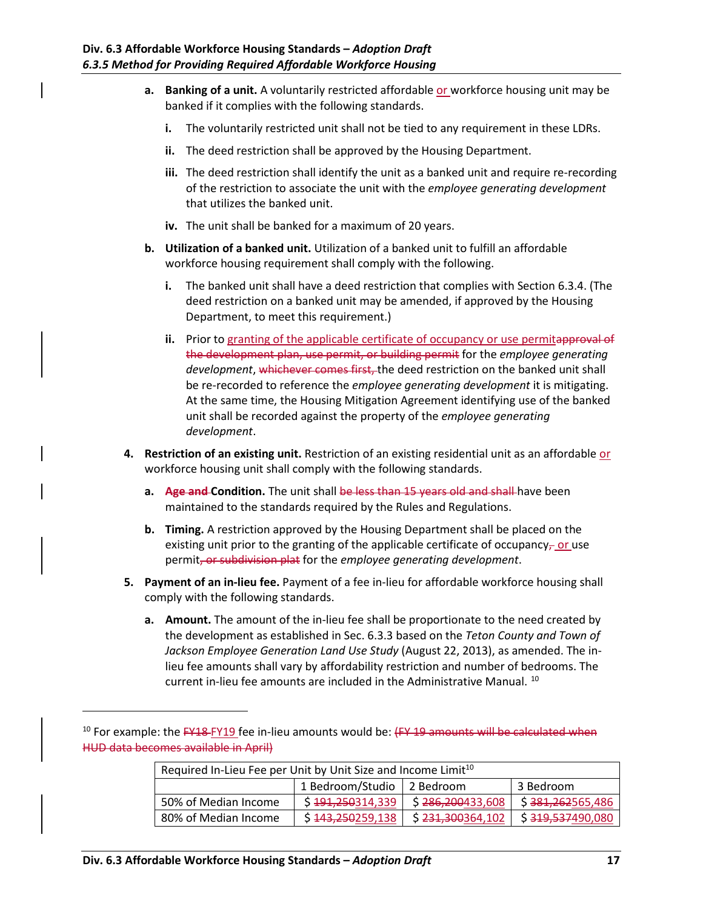a. **Banking of a unit.** A voluntarily restricted affordable or workforce housing unit may be banked if it complies with the following standards.

   i. The voluntarily restricted unit shall not be tied to any requirement in these LDRs.

   ii. The deed restriction shall be approved by the Housing Department.

   iii. The deed restriction shall identify the unit as a banked unit and require re-recording of the restriction to associate the unit with the *employee generating development* that utilizes the banked unit.

   iv. The unit shall be banked for a maximum of 20 years.

b. **Utilization of a banked unit.** Utilization of a banked unit to fulfill an affordable workforce housing requirement shall comply with the following.

   i. The banked unit shall have a deed restriction that complies with Section 6.3.4. (The deed restriction on a banked unit may be amended, if approved by the Housing Department, to meet this requirement.)

   ii. Prior to granting of the applicable certificate of occupancy or use permit~~approval of the development plan, use permit, or building permit~~ for the *employee generating development*, ~~whichever comes first,~~ the deed restriction on the banked unit shall be re-recorded to reference the *employee generating development* it is mitigating. At the same time, the Housing Mitigation Agreement identifying use of the banked unit shall be recorded against the property of the *employee generating development*.

4. **Restriction of an existing unit.** Restriction of an existing residential unit as an affordable or workforce housing unit shall comply with the following standards.

   a. **~~Age and~~ Condition.** The unit shall ~~be less than 15 years old and shall~~ have been maintained to the standards required by the Rules and Regulations.

   b. **Timing.** A restriction approved by the Housing Department shall be placed on the existing unit prior to the granting of the applicable certificate of occupancy~~,~~ or use permit~~, or subdivision plat~~ for the *employee generating development*.

5. **Payment of an in-lieu fee.** Payment of a fee in-lieu for affordable workforce housing shall comply with the following standards.

   a. **Amount.** The amount of the in-lieu fee shall be proportionate to the need created by the development as established in Sec. 6.3.3 based on the *Teton County and Town of Jackson Employee Generation Land Use Study* (August 22, 2013), as amended. The in-lieu fee amounts shall vary by affordability restriction and number of bedrooms. The current in-lieu fee amounts are included in the Administrative Manual. [10]

---

[10] For example: the ~~FY18~~ FY19 fee in-lieu amounts would be: ~~(FY 19 amounts will be calculated when HUD data becomes available in April)~~

| Required In-Lieu Fee per Unit by Unit Size and Income Limit[10] | | | |
|---|---|---|---|
| | 1 Bedroom/Studio | 2 Bedroom | 3 Bedroom |
| 50% of Median Income | $ ~~191,250~~314,339 | $ ~~286,200~~433,608 | $ ~~381,262~~565,486 |
| 80% of Median Income | $ ~~143,250~~259,138 | $ ~~231,300~~364,102 | $ ~~319,537~~490,080 |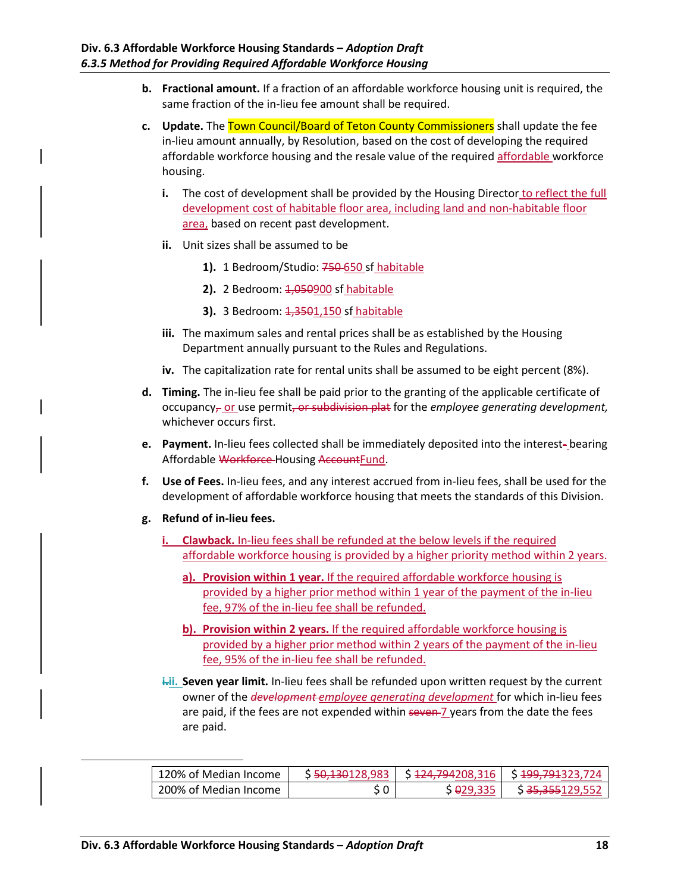b. **Fractional amount.** If a fraction of an affordable workforce housing unit is required, the same fraction of the in-lieu fee amount shall be required.

c. **Update.** The Town Council/Board of Teton County Commissioners shall update the fee in-lieu amount annually, by Resolution, based on the cost of developing the required affordable workforce housing and the resale value of the required affordable workforce housing.

   i. The cost of development shall be provided by the Housing Director to reflect the full development cost of habitable floor area, including land and non-habitable floor area, based on recent past development.

   ii. Unit sizes shall be assumed to be

      1). 1 Bedroom/Studio: ~~750~~ 650 sf habitable

      2). 2 Bedroom: ~~1,050~~900 sf habitable

      3). 3 Bedroom: ~~1,350~~1,150 sf habitable

   iii. The maximum sales and rental prices shall be as established by the Housing Department annually pursuant to the Rules and Regulations.

   iv. The capitalization rate for rental units shall be assumed to be eight percent (8%).

d. **Timing.** The in-lieu fee shall be paid prior to the granting of the applicable certificate of occupancy~~,~~ or use permit~~, or subdivision plat~~ for the *employee generating development,* whichever occurs first.

e. **Payment.** In-lieu fees collected shall be immediately deposited into the interest~~-~~ bearing Affordable ~~Workforce~~ Housing ~~Account~~Fund.

f. **Use of Fees.** In-lieu fees, and any interest accrued from in-lieu fees, shall be used for the development of affordable workforce housing that meets the standards of this Division.

g. **Refund of in-lieu fees.**

   i. **Clawback.** In-lieu fees shall be refunded at the below levels if the required affordable workforce housing is provided by a higher priority method within 2 years.

      a). **Provision within 1 year.** If the required affordable workforce housing is provided by a higher prior method within 1 year of the payment of the in-lieu fee, 97% of the in-lieu fee shall be refunded.

      b). **Provision within 2 years.** If the required affordable workforce housing is provided by a higher prior method within 2 years of the payment of the in-lieu fee, 95% of the in-lieu fee shall be refunded.

   ~~i.~~ii. **Seven year limit.** In-lieu fees shall be refunded upon written request by the current owner of the ~~*development*~~ *employee generating development* for which in-lieu fees are paid, if the fees are not expended within ~~seven~~ 7 years from the date the fees are paid.

| | | | |
|---|---|---|---|
| 120% of Median Income | $ ~~50,130~~128,983 | $ ~~124,794~~208,316 | $ ~~199,791~~323,724 |
| 200% of Median Income | $ 0 | $ ~~0~~29,335 | $ ~~35,355~~129,552 |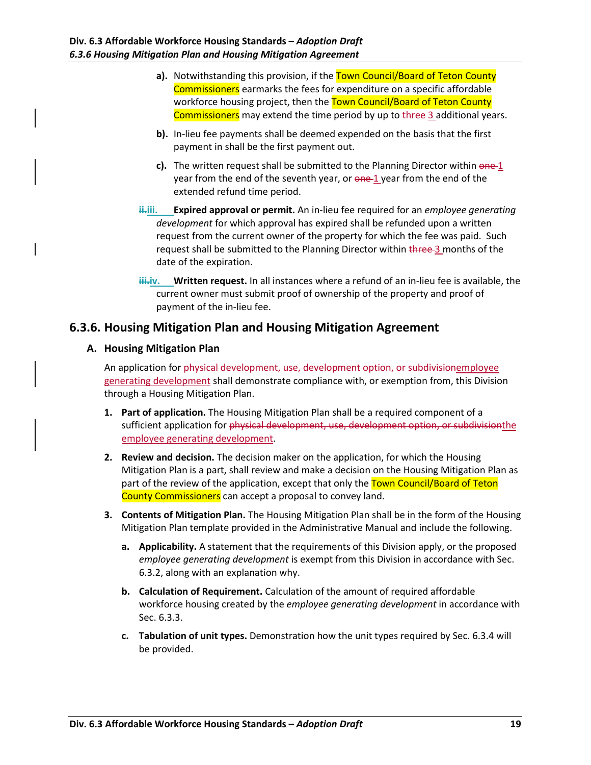a). Notwithstanding this provision, if the Town Council/Board of Teton County Commissioners earmarks the fees for expenditure on a specific affordable workforce housing project, then the Town Council/Board of Teton County Commissioners may extend the time period by up to ~~three~~ 3 additional years.

b). In-lieu fee payments shall be deemed expended on the basis that the first payment in shall be the first payment out.

c). The written request shall be submitted to the Planning Director within ~~one~~ 1 year from the end of the seventh year, or ~~one~~ 1 year from the end of the extended refund time period.

~~ii.~~iii. **Expired approval or permit.** An in-lieu fee required for an *employee generating development* for which approval has expired shall be refunded upon a written request from the current owner of the property for which the fee was paid. Such request shall be submitted to the Planning Director within ~~three~~ 3 months of the date of the expiration.

~~iii.~~iv. **Written request.** In all instances where a refund of an in-lieu fee is available, the current owner must submit proof of ownership of the property and proof of payment of the in-lieu fee.

## 6.3.6. Housing Mitigation Plan and Housing Mitigation Agreement

### A. Housing Mitigation Plan

An application for ~~physical development, use, development option, or subdivision~~employee generating development shall demonstrate compliance with, or exemption from, this Division through a Housing Mitigation Plan.

1. **Part of application.** The Housing Mitigation Plan shall be a required component of a sufficient application for ~~physical development, use, development option, or subdivision~~the employee generating development.

2. **Review and decision.** The decision maker on the application, for which the Housing Mitigation Plan is a part, shall review and make a decision on the Housing Mitigation Plan as part of the review of the application, except that only the Town Council/Board of Teton County Commissioners can accept a proposal to convey land.

3. **Contents of Mitigation Plan.** The Housing Mitigation Plan shall be in the form of the Housing Mitigation Plan template provided in the Administrative Manual and include the following.

   a. **Applicability.** A statement that the requirements of this Division apply, or the proposed *employee generating development* is exempt from this Division in accordance with Sec. 6.3.2, along with an explanation why.

   b. **Calculation of Requirement.** Calculation of the amount of required affordable workforce housing created by the *employee generating development* in accordance with Sec. 6.3.3.

   c. **Tabulation of unit types.** Demonstration how the unit types required by Sec. 6.3.4 will be provided.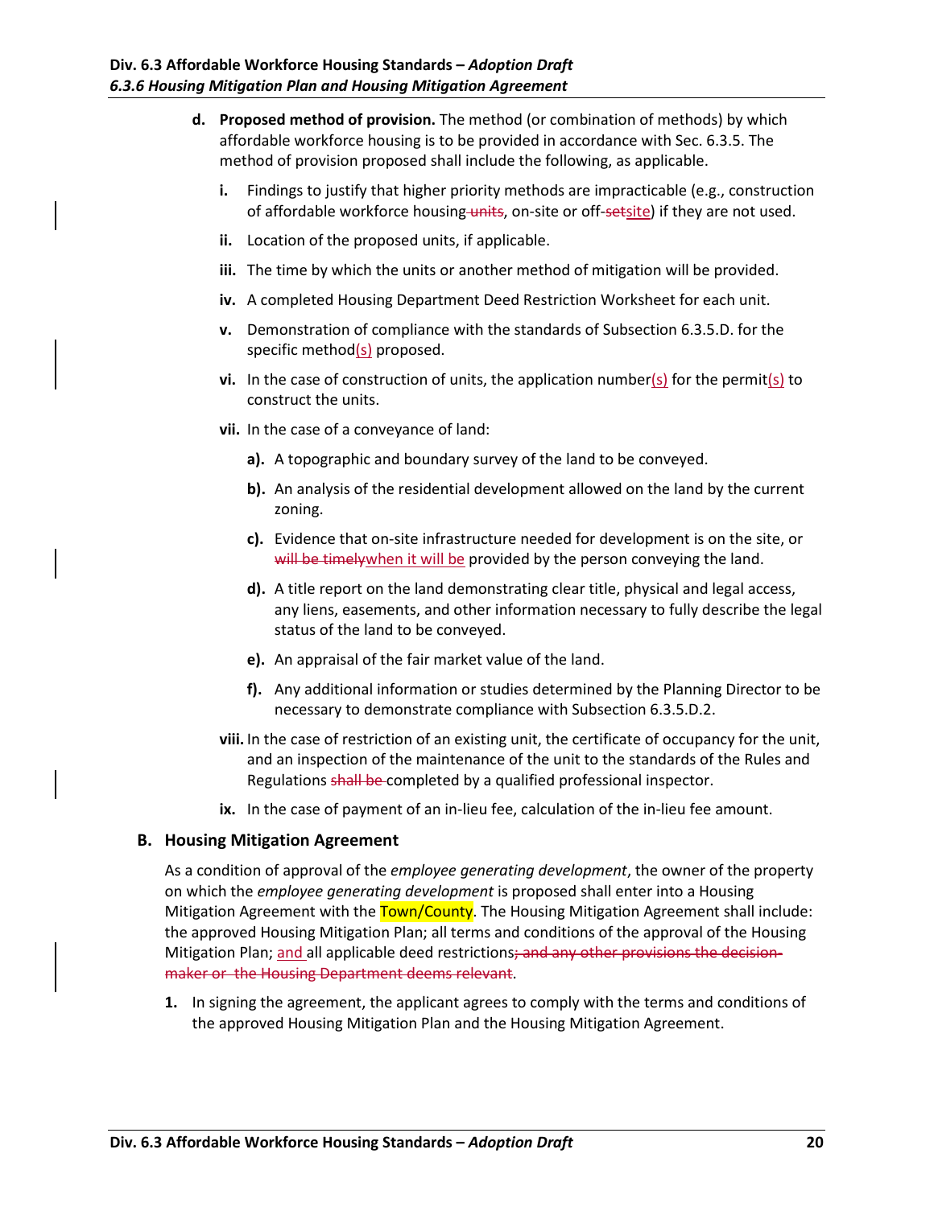**d. Proposed method of provision.** The method (or combination of methods) by which affordable workforce housing is to be provided in accordance with Sec. 6.3.5. The method of provision proposed shall include the following, as applicable.

**i.** Findings to justify that higher priority methods are impracticable (e.g., construction of affordable workforce housing ~~units~~, on-site or off-~~set~~site) if they are not used.

**ii.** Location of the proposed units, if applicable.

**iii.** The time by which the units or another method of mitigation will be provided.

**iv.** A completed Housing Department Deed Restriction Worksheet for each unit.

**v.** Demonstration of compliance with the standards of Subsection 6.3.5.D. for the specific method(s) proposed.

**vi.** In the case of construction of units, the application number(s) for the permit(s) to construct the units.

**vii.** In the case of a conveyance of land:

**a).** A topographic and boundary survey of the land to be conveyed.

**b).** An analysis of the residential development allowed on the land by the current zoning.

**c).** Evidence that on-site infrastructure needed for development is on the site, or ~~will be timely~~when it will be provided by the person conveying the land.

**d).** A title report on the land demonstrating clear title, physical and legal access, any liens, easements, and other information necessary to fully describe the legal status of the land to be conveyed.

**e).** An appraisal of the fair market value of the land.

**f).** Any additional information or studies determined by the Planning Director to be necessary to demonstrate compliance with Subsection 6.3.5.D.2.

**viii.** In the case of restriction of an existing unit, the certificate of occupancy for the unit, and an inspection of the maintenance of the unit to the standards of the Rules and Regulations ~~shall be~~ completed by a qualified professional inspector.

**ix.** In the case of payment of an in-lieu fee, calculation of the in-lieu fee amount.

## B. Housing Mitigation Agreement

As a condition of approval of the *employee generating development*, the owner of the property on which the *employee generating development* is proposed shall enter into a Housing Mitigation Agreement with the Town/County. The Housing Mitigation Agreement shall include: the approved Housing Mitigation Plan; all terms and conditions of the approval of the Housing Mitigation Plan; and all applicable deed restrictions~~; and any other provisions the decision-maker or the Housing Department deems relevant~~.

**1.** In signing the agreement, the applicant agrees to comply with the terms and conditions of the approved Housing Mitigation Plan and the Housing Mitigation Agreement.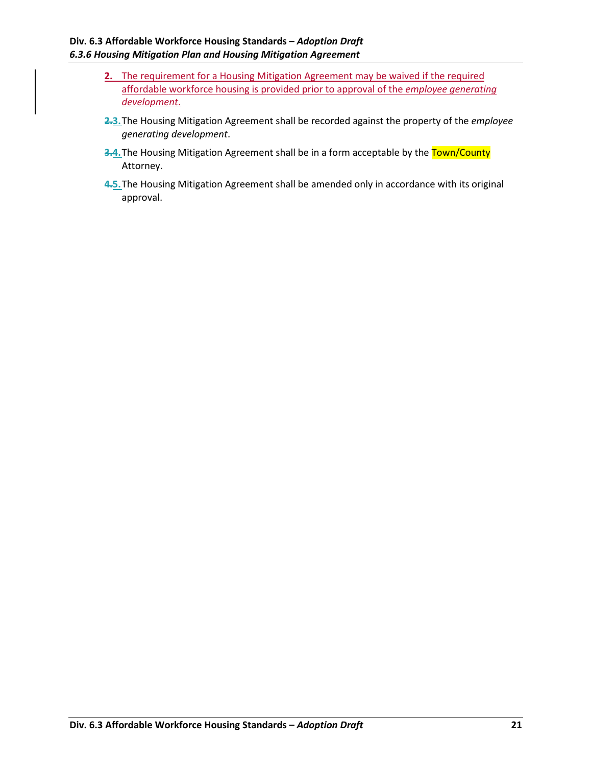2. The requirement for a Housing Mitigation Agreement may be waived if the required affordable workforce housing is provided prior to approval of the *employee generating development*.

~~2.~~3. The Housing Mitigation Agreement shall be recorded against the property of the *employee generating development*.

~~3.~~4. The Housing Mitigation Agreement shall be in a form acceptable by the Town/County Attorney.

~~4.~~5. The Housing Mitigation Agreement shall be amended only in accordance with its original approval.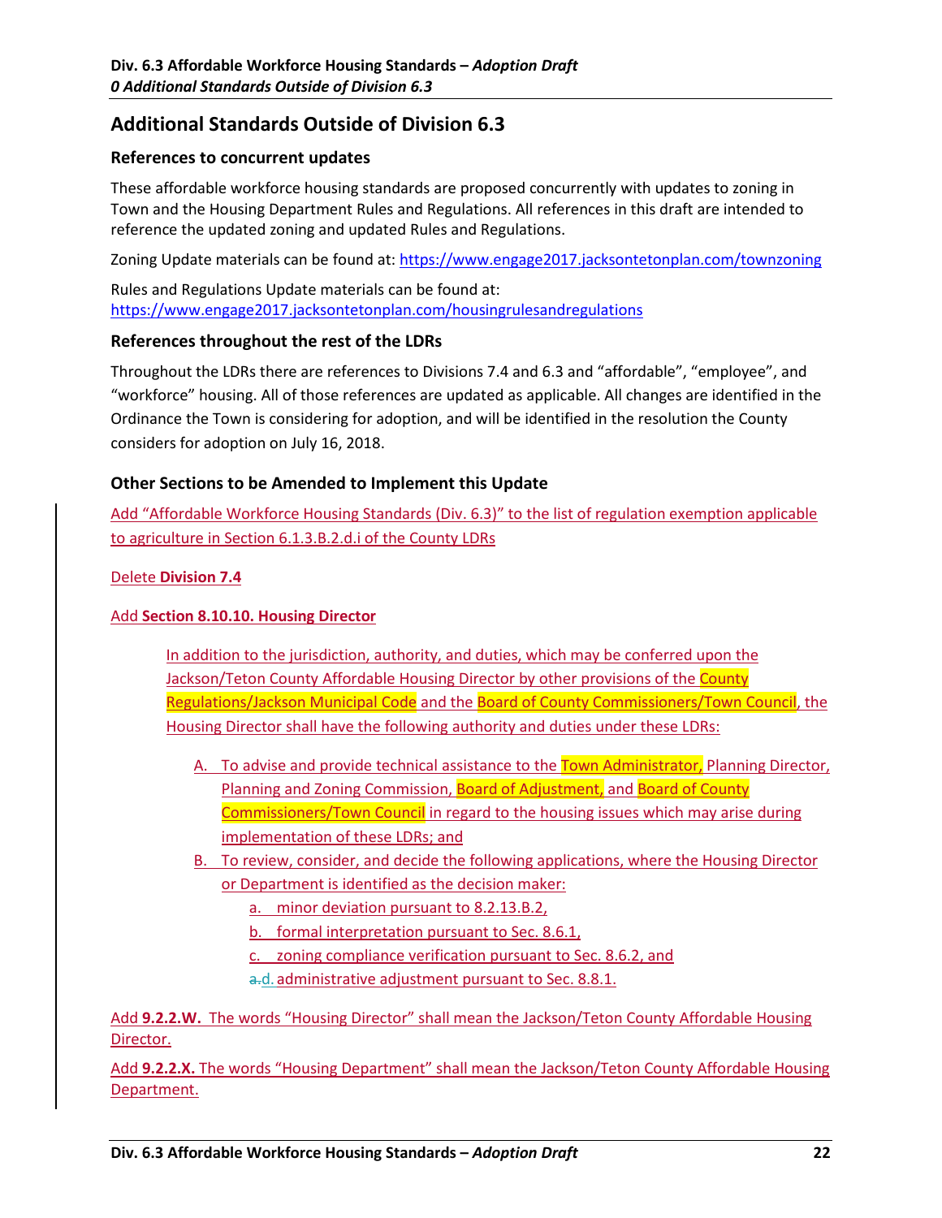## Additional Standards Outside of Division 6.3

### References to concurrent updates

These affordable workforce housing standards are proposed concurrently with updates to zoning in Town and the Housing Department Rules and Regulations. All references in this draft are intended to reference the updated zoning and updated Rules and Regulations.

Zoning Update materials can be found at: https://www.engage2017.jacksontetonplan.com/townzoning

Rules and Regulations Update materials can be found at: https://www.engage2017.jacksontetonplan.com/housingrulesandregulations

### References throughout the rest of the LDRs

Throughout the LDRs there are references to Divisions 7.4 and 6.3 and "affordable", "employee", and "workforce" housing. All of those references are updated as applicable. All changes are identified in the Ordinance the Town is considering for adoption, and will be identified in the resolution the County considers for adoption on July 16, 2018.

### Other Sections to be Amended to Implement this Update

Add "Affordable Workforce Housing Standards (Div. 6.3)" to the list of regulation exemption applicable to agriculture in Section 6.1.3.B.2.d.i of the County LDRs

Delete **Division 7.4**

Add **Section 8.10.10. Housing Director**

In addition to the jurisdiction, authority, and duties, which may be conferred upon the Jackson/Teton County Affordable Housing Director by other provisions of the County Regulations/Jackson Municipal Code and the Board of County Commissioners/Town Council, the Housing Director shall have the following authority and duties under these LDRs:

A. To advise and provide technical assistance to the Town Administrator, Planning Director, Planning and Zoning Commission, Board of Adjustment, and Board of County Commissioners/Town Council in regard to the housing issues which may arise during implementation of these LDRs; and

B. To review, consider, and decide the following applications, where the Housing Director or Department is identified as the decision maker:

   a. minor deviation pursuant to 8.2.13.B.2,
   
   b. formal interpretation pursuant to Sec. 8.6.1,
   
   c. zoning compliance verification pursuant to Sec. 8.6.2, and
   
   ~~a.~~d. administrative adjustment pursuant to Sec. 8.8.1.

Add **9.2.2.W.** The words "Housing Director" shall mean the Jackson/Teton County Affordable Housing Director.

Add **9.2.2.X.** The words "Housing Department" shall mean the Jackson/Teton County Affordable Housing Department.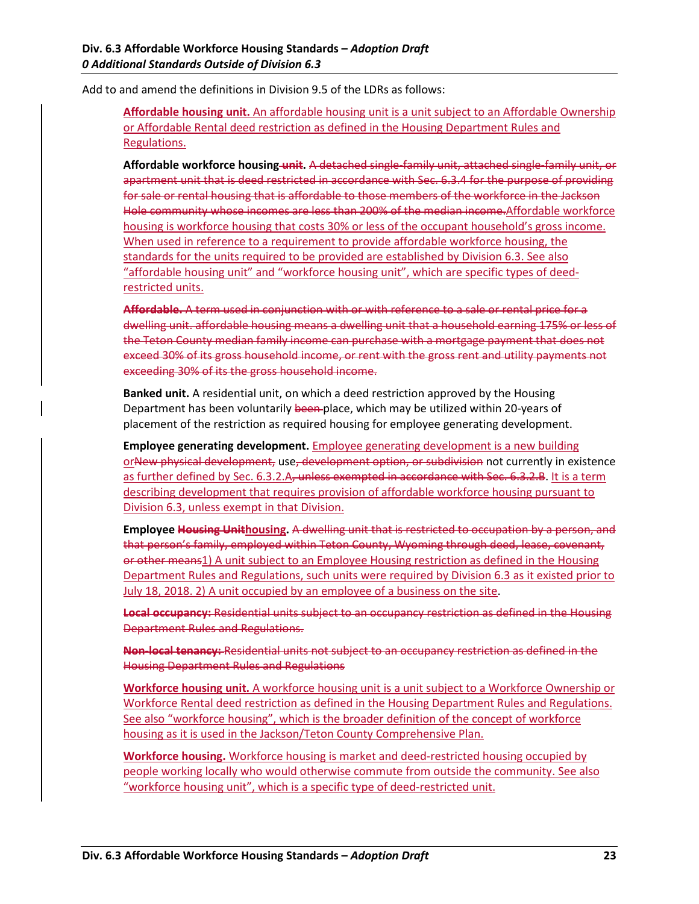Add to and amend the definitions in Division 9.5 of the LDRs as follows:

**Affordable housing unit.** An affordable housing unit is a unit subject to an Affordable Ownership or Affordable Rental deed restriction as defined in the Housing Department Rules and Regulations.

**Affordable workforce housing~~ unit~~.** ~~A detached single-family unit, attached single-family unit, or apartment unit that is deed restricted in accordance with Sec. 6.3.4 for the purpose of providing for sale or rental housing that is affordable to those members of the workforce in the Jackson Hole community whose incomes are less than 200% of the median income.~~Affordable workforce housing is workforce housing that costs 30% or less of the occupant household's gross income. When used in reference to a requirement to provide affordable workforce housing, the standards for the units required to be provided are established by Division 6.3. See also "affordable housing unit" and "workforce housing unit", which are specific types of deed-restricted units.

~~**Affordable.** A term used in conjunction with or with reference to a sale or rental price for a dwelling unit. affordable housing means a dwelling unit that a household earning 175% or less of the Teton County median family income can purchase with a mortgage payment that does not exceed 30% of its gross household income, or rent with the gross rent and utility payments not exceeding 30% of its the gross household income.~~

**Banked unit.** A residential unit, on which a deed restriction approved by the Housing Department has been voluntarily ~~been~~ place, which may be utilized within 20-years of placement of the restriction as required housing for employee generating development.

**Employee generating development.** Employee generating development is a new building or~~New physical development,~~ use~~, development option, or subdivision~~ not currently in existence as further defined by Sec. 6.3.2.A~~, unless exempted in accordance with Sec. 6.3.2.B~~. It is a term describing development that requires provision of affordable workforce housing pursuant to Division 6.3, unless exempt in that Division.

**Employee ~~Housing Unit~~housing.** ~~A dwelling unit that is restricted to occupation by a person, and that person's family, employed within Teton County, Wyoming through deed, lease, covenant, or other means~~1) A unit subject to an Employee Housing restriction as defined in the Housing Department Rules and Regulations, such units were required by Division 6.3 as it existed prior to July 18, 2018. 2) A unit occupied by an employee of a business on the site.

~~**Local occupancy:** Residential units subject to an occupancy restriction as defined in the Housing Department Rules and Regulations.~~

~~**Non-local tenancy:** Residential units not subject to an occupancy restriction as defined in the Housing Department Rules and Regulations~~

**Workforce housing unit.** A workforce housing unit is a unit subject to a Workforce Ownership or Workforce Rental deed restriction as defined in the Housing Department Rules and Regulations. See also "workforce housing", which is the broader definition of the concept of workforce housing as it is used in the Jackson/Teton County Comprehensive Plan.

**Workforce housing.** Workforce housing is market and deed-restricted housing occupied by people working locally who would otherwise commute from outside the community. See also "workforce housing unit", which is a specific type of deed-restricted unit.